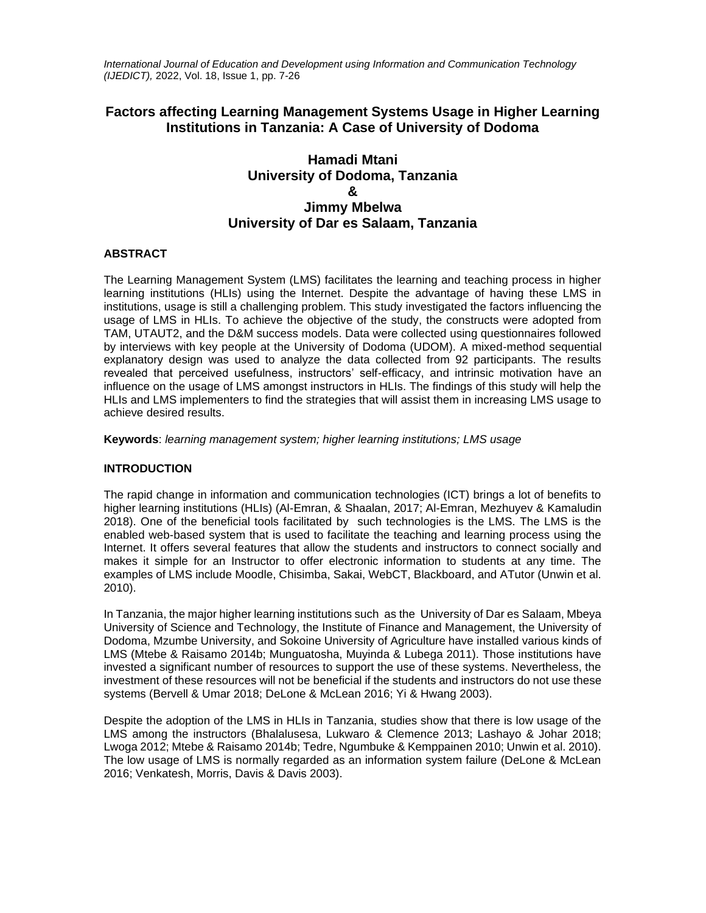# Factors affecting Learning Management Systems Usage in Higher Learning Institutions in Tanzania: A Case of University of Dodoma

**Hamadi Mtani**
**University of Dodoma, Tanzania**
**&**
**Jimmy Mbelwa**
**University of Dar es Salaam, Tanzania**

## ABSTRACT

The Learning Management System (LMS) facilitates the learning and teaching process in higher learning institutions (HLIs) using the Internet. Despite the advantage of having these LMS in institutions, usage is still a challenging problem. This study investigated the factors influencing the usage of LMS in HLIs. To achieve the objective of the study, the constructs were adopted from TAM, UTAUT2, and the D&M success models. Data were collected using questionnaires followed by interviews with key people at the University of Dodoma (UDOM). A mixed-method sequential explanatory design was used to analyze the data collected from 92 participants. The results revealed that perceived usefulness, instructors' self-efficacy, and intrinsic motivation have an influence on the usage of LMS amongst instructors in HLIs. The findings of this study will help the HLIs and LMS implementers to find the strategies that will assist them in increasing LMS usage to achieve desired results.

**Keywords**: *learning management system; higher learning institutions; LMS usage*

## INTRODUCTION

The rapid change in information and communication technologies (ICT) brings a lot of benefits to higher learning institutions (HLIs) (Al-Emran, & Shaalan, 2017; Al-Emran, Mezhuyev & Kamaludin 2018). One of the beneficial tools facilitated by such technologies is the LMS. The LMS is the enabled web-based system that is used to facilitate the teaching and learning process using the Internet. It offers several features that allow the students and instructors to connect socially and makes it simple for an Instructor to offer electronic information to students at any time. The examples of LMS include Moodle, Chisimba, Sakai, WebCT, Blackboard, and ATutor (Unwin et al. 2010).

In Tanzania, the major higher learning institutions such as the University of Dar es Salaam, Mbeya University of Science and Technology, the Institute of Finance and Management, the University of Dodoma, Mzumbe University, and Sokoine University of Agriculture have installed various kinds of LMS (Mtebe & Raisamo 2014b; Munguatosha, Muyinda & Lubega 2011). Those institutions have invested a significant number of resources to support the use of these systems. Nevertheless, the investment of these resources will not be beneficial if the students and instructors do not use these systems (Bervell & Umar 2018; DeLone & McLean 2016; Yi & Hwang 2003).

Despite the adoption of the LMS in HLIs in Tanzania, studies show that there is low usage of the LMS among the instructors (Bhalalusesa, Lukwaro & Clemence 2013; Lashayo & Johar 2018; Lwoga 2012; Mtebe & Raisamo 2014b; Tedre, Ngumbuke & Kemppainen 2010; Unwin et al. 2010). The low usage of LMS is normally regarded as an information system failure (DeLone & McLean 2016; Venkatesh, Morris, Davis & Davis 2003).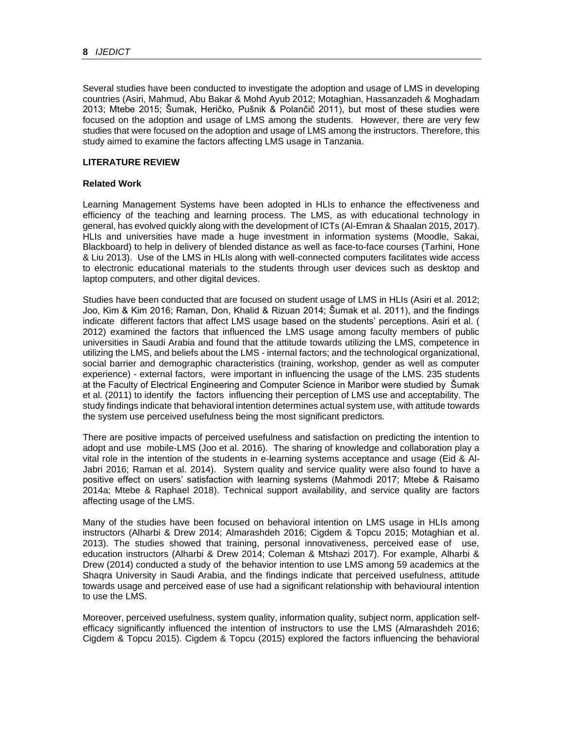Several studies have been conducted to investigate the adoption and usage of LMS in developing countries (Asiri, Mahmud, Abu Bakar & Mohd Ayub 2012; Motaghian, Hassanzadeh & Moghadam 2013; Mtebe 2015; Šumak, Heričko, Pušnik & Polančič 2011), but most of these studies were focused on the adoption and usage of LMS among the students. However, there are very few studies that were focused on the adoption and usage of LMS among the instructors. Therefore, this study aimed to examine the factors affecting LMS usage in Tanzania.

## LITERATURE REVIEW

### Related Work

Learning Management Systems have been adopted in HLIs to enhance the effectiveness and efficiency of the teaching and learning process. The LMS, as with educational technology in general, has evolved quickly along with the development of ICTs (Al-Emran & Shaalan 2015, 2017). HLIs and universities have made a huge investment in information systems (Moodle, Sakai, Blackboard) to help in delivery of blended distance as well as face-to-face courses (Tarhini, Hone & Liu 2013). Use of the LMS in HLIs along with well-connected computers facilitates wide access to electronic educational materials to the students through user devices such as desktop and laptop computers, and other digital devices.

Studies have been conducted that are focused on student usage of LMS in HLIs (Asiri et al. 2012; Joo, Kim & Kim 2016; Raman, Don, Khalid & Rizuan 2014; Šumak et al. 2011), and the findings indicate different factors that affect LMS usage based on the students' perceptions. Asiri et al. ( 2012) examined the factors that influenced the LMS usage among faculty members of public universities in Saudi Arabia and found that the attitude towards utilizing the LMS, competence in utilizing the LMS, and beliefs about the LMS - internal factors; and the technological organizational, social barrier and demographic characteristics (training, workshop, gender as well as computer experience) - external factors, were important in influencing the usage of the LMS. 235 students at the Faculty of Electrical Engineering and Computer Science in Maribor were studied by Šumak et al. (2011) to identify the factors influencing their perception of LMS use and acceptability. The study findings indicate that behavioral intention determines actual system use, with attitude towards the system use perceived usefulness being the most significant predictors.

There are positive impacts of perceived usefulness and satisfaction on predicting the intention to adopt and use mobile-LMS (Joo et al. 2016). The sharing of knowledge and collaboration play a vital role in the intention of the students in e-learning systems acceptance and usage (Eid & Al-Jabri 2016; Raman et al. 2014). System quality and service quality were also found to have a positive effect on users' satisfaction with learning systems (Mahmodi 2017; Mtebe & Raisamo 2014a; Mtebe & Raphael 2018). Technical support availability, and service quality are factors affecting usage of the LMS.

Many of the studies have been focused on behavioral intention on LMS usage in HLIs among instructors (Alharbi & Drew 2014; Almarashdeh 2016; Cigdem & Topcu 2015; Motaghian et al. 2013). The studies showed that training, personal innovativeness, perceived ease of use, education instructors (Alharbi & Drew 2014; Coleman & Mtshazi 2017). For example, Alharbi & Drew (2014) conducted a study of the behavior intention to use LMS among 59 academics at the Shaqra University in Saudi Arabia, and the findings indicate that perceived usefulness, attitude towards usage and perceived ease of use had a significant relationship with behavioural intention to use the LMS.

Moreover, perceived usefulness, system quality, information quality, subject norm, application self-efficacy significantly influenced the intention of instructors to use the LMS (Almarashdeh 2016; Cigdem & Topcu 2015). Cigdem & Topcu (2015) explored the factors influencing the behavioral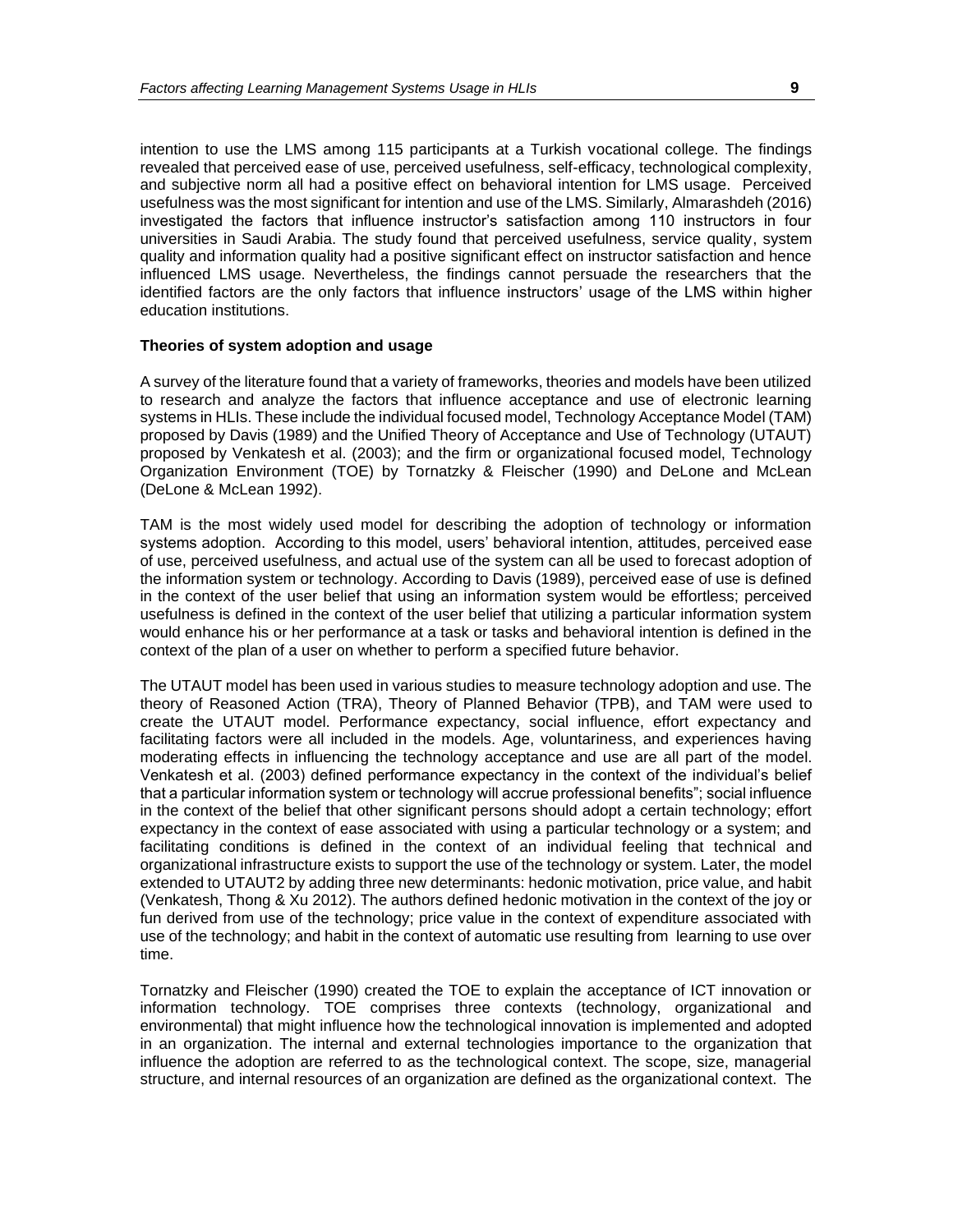intention to use the LMS among 115 participants at a Turkish vocational college. The findings revealed that perceived ease of use, perceived usefulness, self-efficacy, technological complexity, and subjective norm all had a positive effect on behavioral intention for LMS usage. Perceived usefulness was the most significant for intention and use of the LMS. Similarly, Almarashdeh (2016) investigated the factors that influence instructor's satisfaction among 110 instructors in four universities in Saudi Arabia. The study found that perceived usefulness, service quality, system quality and information quality had a positive significant effect on instructor satisfaction and hence influenced LMS usage. Nevertheless, the findings cannot persuade the researchers that the identified factors are the only factors that influence instructors' usage of the LMS within higher education institutions.

**Theories of system adoption and usage**

A survey of the literature found that a variety of frameworks, theories and models have been utilized to research and analyze the factors that influence acceptance and use of electronic learning systems in HLIs. These include the individual focused model, Technology Acceptance Model (TAM) proposed by Davis (1989) and the Unified Theory of Acceptance and Use of Technology (UTAUT) proposed by Venkatesh et al. (2003); and the firm or organizational focused model, Technology Organization Environment (TOE) by Tornatzky & Fleischer (1990) and DeLone and McLean (DeLone & McLean 1992).

TAM is the most widely used model for describing the adoption of technology or information systems adoption. According to this model, users' behavioral intention, attitudes, perceived ease of use, perceived usefulness, and actual use of the system can all be used to forecast adoption of the information system or technology. According to Davis (1989), perceived ease of use is defined in the context of the user belief that using an information system would be effortless; perceived usefulness is defined in the context of the user belief that utilizing a particular information system would enhance his or her performance at a task or tasks and behavioral intention is defined in the context of the plan of a user on whether to perform a specified future behavior.

The UTAUT model has been used in various studies to measure technology adoption and use. The theory of Reasoned Action (TRA), Theory of Planned Behavior (TPB), and TAM were used to create the UTAUT model. Performance expectancy, social influence, effort expectancy and facilitating factors were all included in the models. Age, voluntariness, and experiences having moderating effects in influencing the technology acceptance and use are all part of the model. Venkatesh et al. (2003) defined performance expectancy in the context of the individual's belief that a particular information system or technology will accrue professional benefits"; social influence in the context of the belief that other significant persons should adopt a certain technology; effort expectancy in the context of ease associated with using a particular technology or a system; and facilitating conditions is defined in the context of an individual feeling that technical and organizational infrastructure exists to support the use of the technology or system. Later, the model extended to UTAUT2 by adding three new determinants: hedonic motivation, price value, and habit (Venkatesh, Thong & Xu 2012). The authors defined hedonic motivation in the context of the joy or fun derived from use of the technology; price value in the context of expenditure associated with use of the technology; and habit in the context of automatic use resulting from learning to use over time.

Tornatzky and Fleischer (1990) created the TOE to explain the acceptance of ICT innovation or information technology. TOE comprises three contexts (technology, organizational and environmental) that might influence how the technological innovation is implemented and adopted in an organization. The internal and external technologies importance to the organization that influence the adoption are referred to as the technological context. The scope, size, managerial structure, and internal resources of an organization are defined as the organizational context. The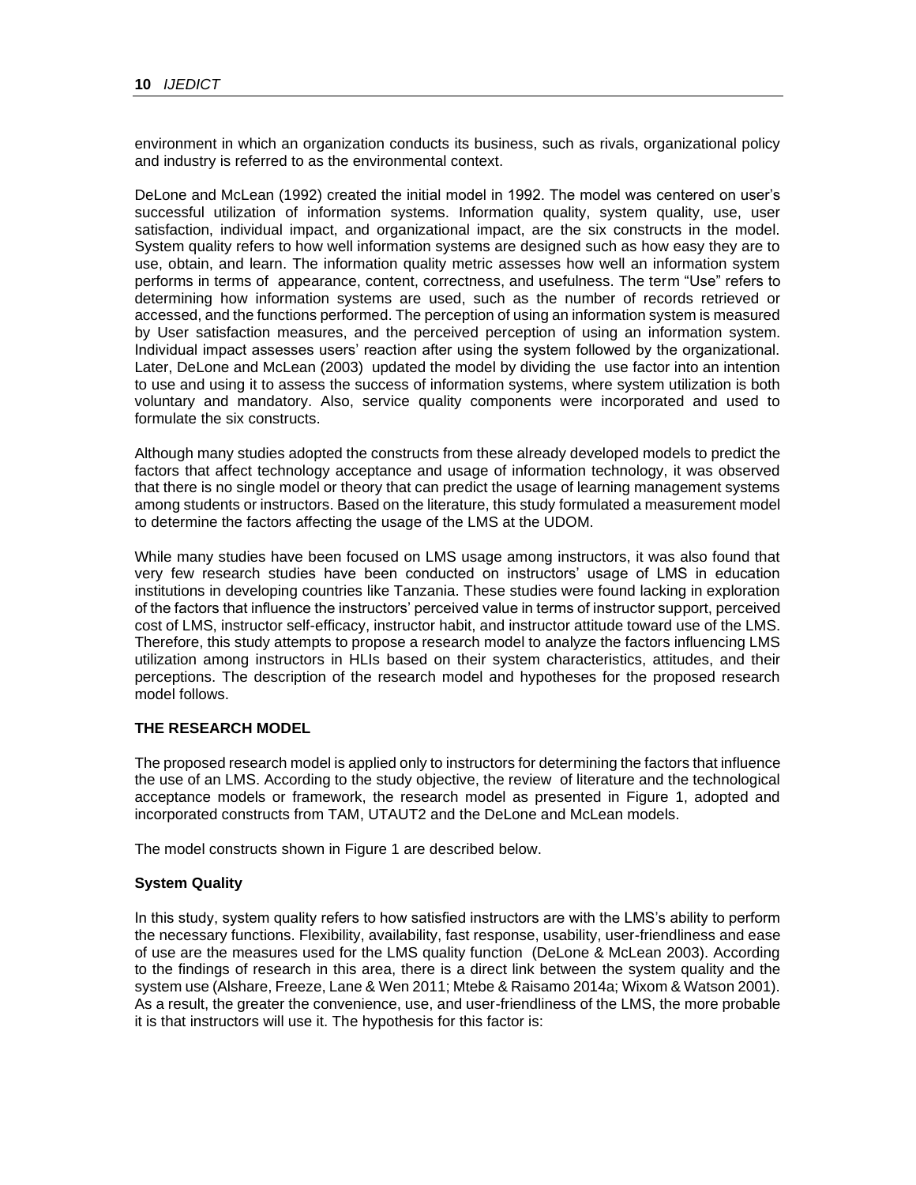environment in which an organization conducts its business, such as rivals, organizational policy and industry is referred to as the environmental context.

DeLone and McLean (1992) created the initial model in 1992. The model was centered on user's successful utilization of information systems. Information quality, system quality, use, user satisfaction, individual impact, and organizational impact, are the six constructs in the model. System quality refers to how well information systems are designed such as how easy they are to use, obtain, and learn. The information quality metric assesses how well an information system performs in terms of appearance, content, correctness, and usefulness. The term "Use" refers to determining how information systems are used, such as the number of records retrieved or accessed, and the functions performed. The perception of using an information system is measured by User satisfaction measures, and the perceived perception of using an information system. Individual impact assesses users' reaction after using the system followed by the organizational. Later, DeLone and McLean (2003) updated the model by dividing the use factor into an intention to use and using it to assess the success of information systems, where system utilization is both voluntary and mandatory. Also, service quality components were incorporated and used to formulate the six constructs.

Although many studies adopted the constructs from these already developed models to predict the factors that affect technology acceptance and usage of information technology, it was observed that there is no single model or theory that can predict the usage of learning management systems among students or instructors. Based on the literature, this study formulated a measurement model to determine the factors affecting the usage of the LMS at the UDOM.

While many studies have been focused on LMS usage among instructors, it was also found that very few research studies have been conducted on instructors' usage of LMS in education institutions in developing countries like Tanzania. These studies were found lacking in exploration of the factors that influence the instructors' perceived value in terms of instructor support, perceived cost of LMS, instructor self-efficacy, instructor habit, and instructor attitude toward use of the LMS. Therefore, this study attempts to propose a research model to analyze the factors influencing LMS utilization among instructors in HLIs based on their system characteristics, attitudes, and their perceptions. The description of the research model and hypotheses for the proposed research model follows.

## THE RESEARCH MODEL

The proposed research model is applied only to instructors for determining the factors that influence the use of an LMS. According to the study objective, the review of literature and the technological acceptance models or framework, the research model as presented in Figure 1, adopted and incorporated constructs from TAM, UTAUT2 and the DeLone and McLean models.

The model constructs shown in Figure 1 are described below.

### System Quality

In this study, system quality refers to how satisfied instructors are with the LMS's ability to perform the necessary functions. Flexibility, availability, fast response, usability, user-friendliness and ease of use are the measures used for the LMS quality function (DeLone & McLean 2003). According to the findings of research in this area, there is a direct link between the system quality and the system use (Alshare, Freeze, Lane & Wen 2011; Mtebe & Raisamo 2014a; Wixom & Watson 2001). As a result, the greater the convenience, use, and user-friendliness of the LMS, the more probable it is that instructors will use it. The hypothesis for this factor is: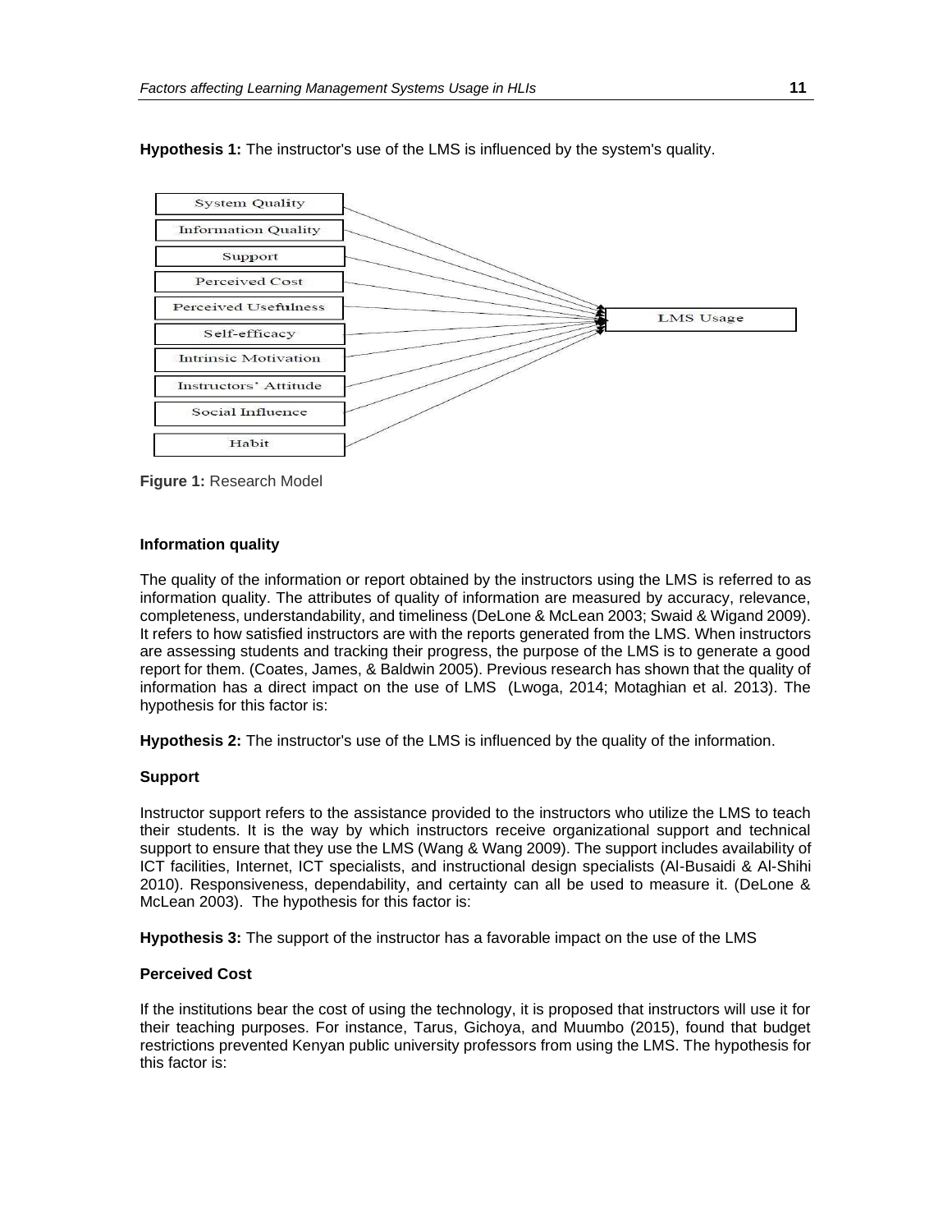**Hypothesis 1:** The instructor's use of the LMS is influenced by the system's quality.

**Figure 1:** Research Model

#### Information quality

The quality of the information or report obtained by the instructors using the LMS is referred to as information quality. The attributes of quality of information are measured by accuracy, relevance, completeness, understandability, and timeliness (DeLone & McLean 2003; Swaid & Wigand 2009). It refers to how satisfied instructors are with the reports generated from the LMS. When instructors are assessing students and tracking their progress, the purpose of the LMS is to generate a good report for them. (Coates, James, & Baldwin 2005). Previous research has shown that the quality of information has a direct impact on the use of LMS (Lwoga, 2014; Motaghian et al. 2013). The hypothesis for this factor is:

**Hypothesis 2:** The instructor's use of the LMS is influenced by the quality of the information.

#### Support

Instructor support refers to the assistance provided to the instructors who utilize the LMS to teach their students. It is the way by which instructors receive organizational support and technical support to ensure that they use the LMS (Wang & Wang 2009). The support includes availability of ICT facilities, Internet, ICT specialists, and instructional design specialists (Al-Busaidi & Al-Shihi 2010). Responsiveness, dependability, and certainty can all be used to measure it. (DeLone & McLean 2003). The hypothesis for this factor is:

**Hypothesis 3:** The support of the instructor has a favorable impact on the use of the LMS

#### Perceived Cost

If the institutions bear the cost of using the technology, it is proposed that instructors will use it for their teaching purposes. For instance, Tarus, Gichoya, and Muumbo (2015), found that budget restrictions prevented Kenyan public university professors from using the LMS. The hypothesis for this factor is: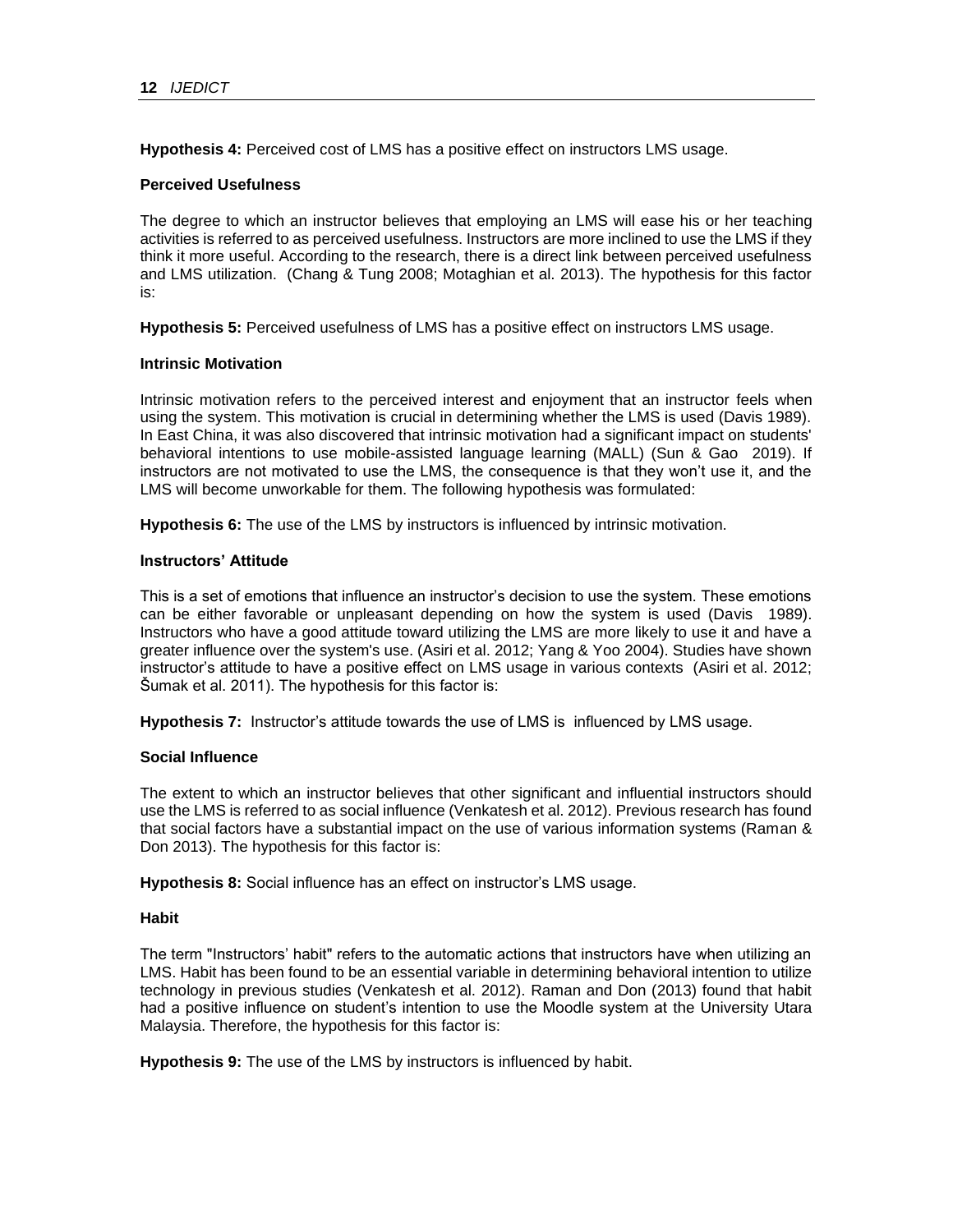**Hypothesis 4:** Perceived cost of LMS has a positive effect on instructors LMS usage.

### Perceived Usefulness

The degree to which an instructor believes that employing an LMS will ease his or her teaching activities is referred to as perceived usefulness. Instructors are more inclined to use the LMS if they think it more useful. According to the research, there is a direct link between perceived usefulness and LMS utilization. (Chang & Tung 2008; Motaghian et al. 2013). The hypothesis for this factor is:

**Hypothesis 5:** Perceived usefulness of LMS has a positive effect on instructors LMS usage.

### Intrinsic Motivation

Intrinsic motivation refers to the perceived interest and enjoyment that an instructor feels when using the system. This motivation is crucial in determining whether the LMS is used (Davis 1989). In East China, it was also discovered that intrinsic motivation had a significant impact on students' behavioral intentions to use mobile-assisted language learning (MALL) (Sun & Gao 2019). If instructors are not motivated to use the LMS, the consequence is that they won't use it, and the LMS will become unworkable for them. The following hypothesis was formulated:

**Hypothesis 6:** The use of the LMS by instructors is influenced by intrinsic motivation.

### Instructors' Attitude

This is a set of emotions that influence an instructor's decision to use the system. These emotions can be either favorable or unpleasant depending on how the system is used (Davis 1989). Instructors who have a good attitude toward utilizing the LMS are more likely to use it and have a greater influence over the system's use. (Asiri et al. 2012; Yang & Yoo 2004). Studies have shown instructor's attitude to have a positive effect on LMS usage in various contexts (Asiri et al. 2012; Šumak et al. 2011). The hypothesis for this factor is:

**Hypothesis 7:** Instructor's attitude towards the use of LMS is influenced by LMS usage.

### Social Influence

The extent to which an instructor believes that other significant and influential instructors should use the LMS is referred to as social influence (Venkatesh et al. 2012). Previous research has found that social factors have a substantial impact on the use of various information systems (Raman & Don 2013). The hypothesis for this factor is:

**Hypothesis 8:** Social influence has an effect on instructor's LMS usage.

### Habit

The term "Instructors' habit" refers to the automatic actions that instructors have when utilizing an LMS. Habit has been found to be an essential variable in determining behavioral intention to utilize technology in previous studies (Venkatesh et al. 2012). Raman and Don (2013) found that habit had a positive influence on student's intention to use the Moodle system at the University Utara Malaysia. Therefore, the hypothesis for this factor is:

**Hypothesis 9:** The use of the LMS by instructors is influenced by habit.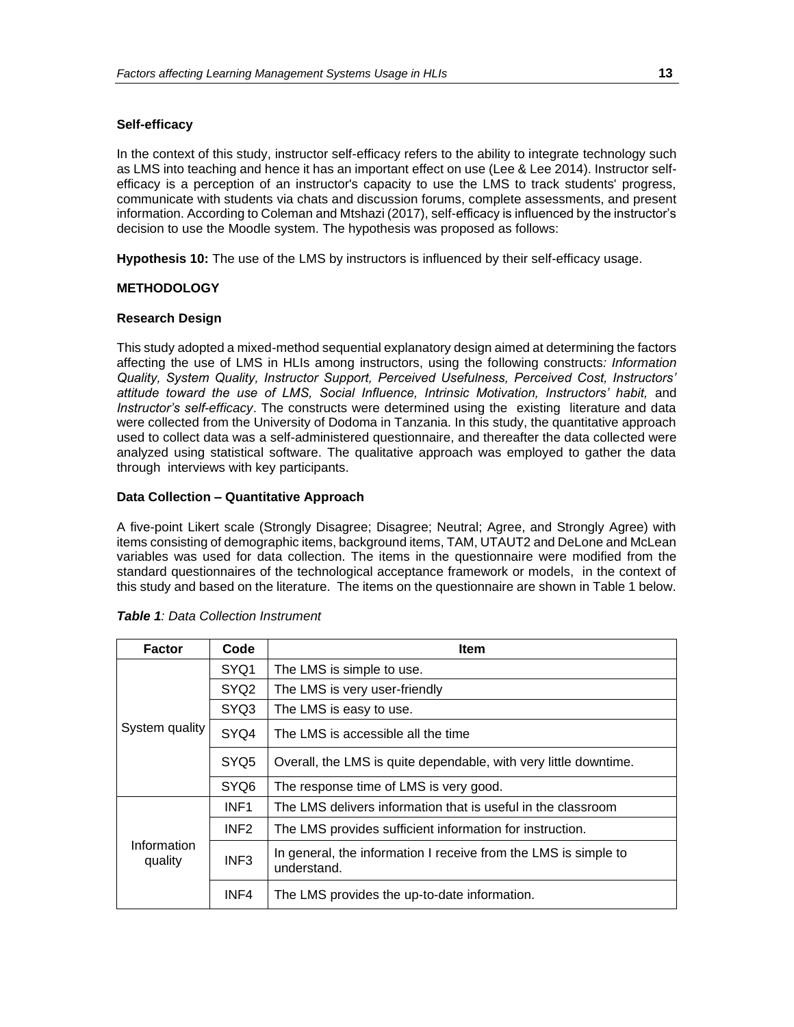### Self-efficacy

In the context of this study, instructor self-efficacy refers to the ability to integrate technology such as LMS into teaching and hence it has an important effect on use (Lee & Lee 2014). Instructor self-efficacy is a perception of an instructor's capacity to use the LMS to track students' progress, communicate with students via chats and discussion forums, complete assessments, and present information. According to Coleman and Mtshazi (2017), self-efficacy is influenced by the instructor's decision to use the Moodle system. The hypothesis was proposed as follows:

**Hypothesis 10:** The use of the LMS by instructors is influenced by their self-efficacy usage.

## METHODOLOGY

### Research Design

This study adopted a mixed-method sequential explanatory design aimed at determining the factors affecting the use of LMS in HLIs among instructors, using the following constructs*: Information Quality, System Quality, Instructor Support, Perceived Usefulness, Perceived Cost, Instructors' attitude toward the use of LMS, Social Influence, Intrinsic Motivation, Instructors' habit,* and *Instructor's self-efficacy*. The constructs were determined using the existing literature and data were collected from the University of Dodoma in Tanzania. In this study, the quantitative approach used to collect data was a self-administered questionnaire, and thereafter the data collected were analyzed using statistical software. The qualitative approach was employed to gather the data through interviews with key participants.

### Data Collection – Quantitative Approach

A five-point Likert scale (Strongly Disagree; Disagree; Neutral; Agree, and Strongly Agree) with items consisting of demographic items, background items, TAM, UTAUT2 and DeLone and McLean variables was used for data collection. The items in the questionnaire were modified from the standard questionnaires of the technological acceptance framework or models, in the context of this study and based on the literature. The items on the questionnaire are shown in Table 1 below.

***Table 1**: Data Collection Instrument*

| Factor | Code | Item |
|---|---|---|
| System quality | SYQ1 | The LMS is simple to use. |
| | SYQ2 | The LMS is very user-friendly |
| | SYQ3 | The LMS is easy to use. |
| | SYQ4 | The LMS is accessible all the time |
| | SYQ5 | Overall, the LMS is quite dependable, with very little downtime. |
| | SYQ6 | The response time of LMS is very good. |
| Information quality | INF1 | The LMS delivers information that is useful in the classroom |
| | INF2 | The LMS provides sufficient information for instruction. |
| | INF3 | In general, the information I receive from the LMS is simple to understand. |
| | INF4 | The LMS provides the up-to-date information. |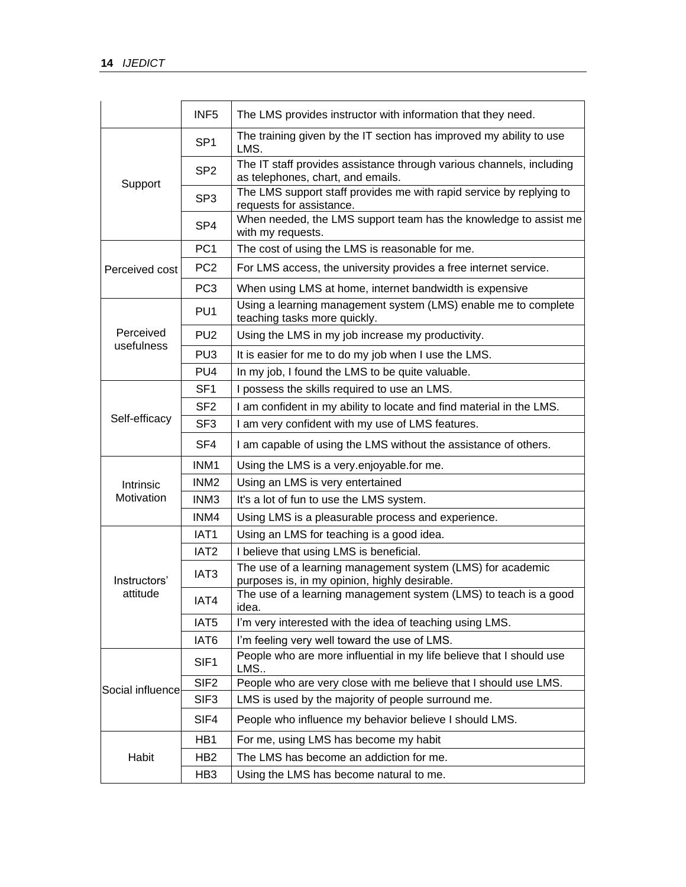| | | |
|---|---|---|
| | INF5 | The LMS provides instructor with information that they need. |
| Support | SP1 | The training given by the IT section has improved my ability to use LMS. |
| | SP2 | The IT staff provides assistance through various channels, including as telephones, chart, and emails. |
| | SP3 | The LMS support staff provides me with rapid service by replying to requests for assistance. |
| | SP4 | When needed, the LMS support team has the knowledge to assist me with my requests. |
| Perceived cost | PC1 | The cost of using the LMS is reasonable for me. |
| | PC2 | For LMS access, the university provides a free internet service. |
| | PC3 | When using LMS at home, internet bandwidth is expensive |
| Perceived usefulness | PU1 | Using a learning management system (LMS) enable me to complete teaching tasks more quickly. |
| | PU2 | Using the LMS in my job increase my productivity. |
| | PU3 | It is easier for me to do my job when I use the LMS. |
| | PU4 | In my job, I found the LMS to be quite valuable. |
| Self-efficacy | SF1 | I possess the skills required to use an LMS. |
| | SF2 | I am confident in my ability to locate and find material in the LMS. |
| | SF3 | I am very confident with my use of LMS features. |
| | SF4 | I am capable of using the LMS without the assistance of others. |
| Intrinsic Motivation | INM1 | Using the LMS is a very.enjoyable.for me. |
| | INM2 | Using an LMS is very entertained |
| | INM3 | It's a lot of fun to use the LMS system. |
| | INM4 | Using LMS is a pleasurable process and experience. |
| Instructors' attitude | IAT1 | Using an LMS for teaching is a good idea. |
| | IAT2 | I believe that using LMS is beneficial. |
| | IAT3 | The use of a learning management system (LMS) for academic purposes is, in my opinion, highly desirable. |
| | IAT4 | The use of a learning management system (LMS) to teach is a good idea. |
| | IAT5 | I'm very interested with the idea of teaching using LMS. |
| | IAT6 | I'm feeling very well toward the use of LMS. |
| Social influence | SIF1 | People who are more influential in my life believe that I should use LMS.. |
| | SIF2 | People who are very close with me believe that I should use LMS. |
| | SIF3 | LMS is used by the majority of people surround me. |
| | SIF4 | People who influence my behavior believe I should LMS. |
| Habit | HB1 | For me, using LMS has become my habit |
| | HB2 | The LMS has become an addiction for me. |
| | HB3 | Using the LMS has become natural to me. |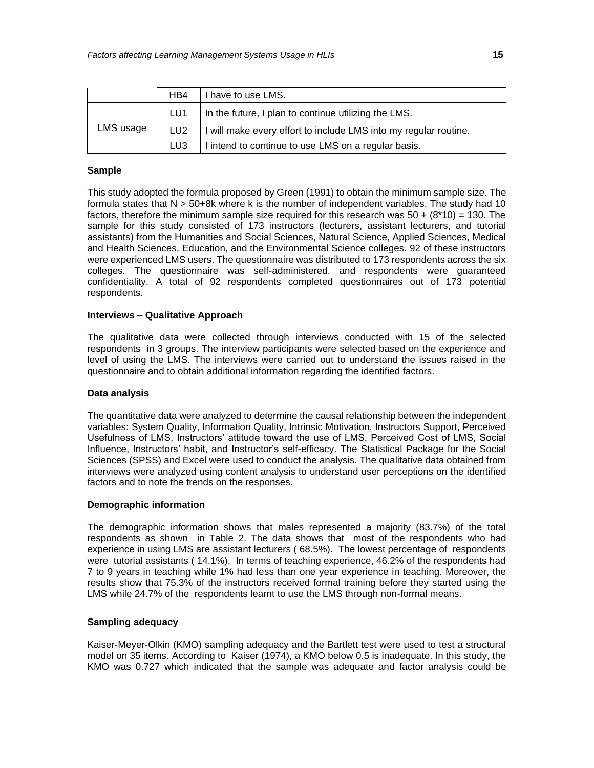|  | HB4 | I have to use LMS. |
| --- | --- | --- |
| LMS usage | LU1 | In the future, I plan to continue utilizing the LMS. |
|  | LU2 | I will make every effort to include LMS into my regular routine. |
|  | LU3 | I intend to continue to use LMS on a regular basis. |

**Sample**

This study adopted the formula proposed by Green (1991) to obtain the minimum sample size. The formula states that $N > 50+8k$ where k is the number of independent variables. The study had 10 factors, therefore the minimum sample size required for this research was $50 + (8*10) = 130$. The sample for this study consisted of 173 instructors (lecturers, assistant lecturers, and tutorial assistants) from the Humanities and Social Sciences, Natural Science, Applied Sciences, Medical and Health Sciences, Education, and the Environmental Science colleges. 92 of these instructors were experienced LMS users. The questionnaire was distributed to 173 respondents across the six colleges. The questionnaire was self-administered, and respondents were guaranteed confidentiality. A total of 92 respondents completed questionnaires out of 173 potential respondents.

**Interviews – Qualitative Approach**

The qualitative data were collected through interviews conducted with 15 of the selected respondents in 3 groups. The interview participants were selected based on the experience and level of using the LMS. The interviews were carried out to understand the issues raised in the questionnaire and to obtain additional information regarding the identified factors.

**Data analysis**

The quantitative data were analyzed to determine the causal relationship between the independent variables: System Quality, Information Quality, Intrinsic Motivation, Instructors Support, Perceived Usefulness of LMS, Instructors' attitude toward the use of LMS, Perceived Cost of LMS, Social Influence, Instructors' habit, and Instructor's self-efficacy. The Statistical Package for the Social Sciences (SPSS) and Excel were used to conduct the analysis. The qualitative data obtained from interviews were analyzed using content analysis to understand user perceptions on the identified factors and to note the trends on the responses.

**Demographic information**

The demographic information shows that males represented a majority (83.7%) of the total respondents as shown in Table 2. The data shows that most of the respondents who had experience in using LMS are assistant lecturers ( 68.5%). The lowest percentage of respondents were tutorial assistants ( 14.1%). In terms of teaching experience, 46.2% of the respondents had 7 to 9 years in teaching while 1% had less than one year experience in teaching. Moreover, the results show that 75.3% of the instructors received formal training before they started using the LMS while 24.7% of the respondents learnt to use the LMS through non-formal means.

**Sampling adequacy**

Kaiser-Meyer-Olkin (KMO) sampling adequacy and the Bartlett test were used to test a structural model on 35 items. According to Kaiser (1974), a KMO below 0.5 is inadequate. In this study, the KMO was 0.727 which indicated that the sample was adequate and factor analysis could be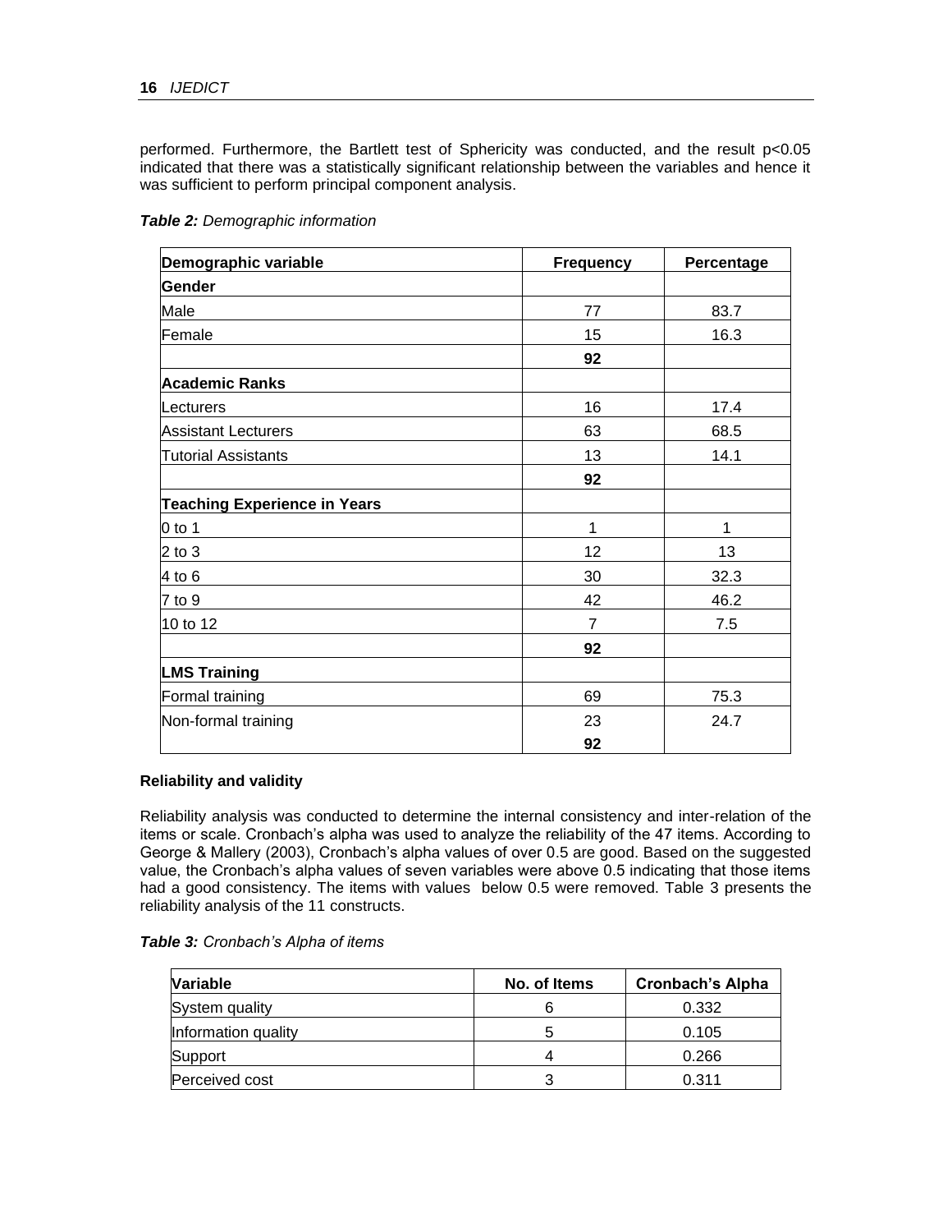performed. Furthermore, the Bartlett test of Sphericity was conducted, and the result $p<0.05$ indicated that there was a statistically significant relationship between the variables and hence it was sufficient to perform principal component analysis.

***Table 2:*** *Demographic information*

| Demographic variable | Frequency | Percentage |
|---|---|---|
| **Gender** | | |
| Male | 77 | 83.7 |
| Female | 15 | 16.3 |
| | **92** | |
| **Academic Ranks** | | |
| Lecturers | 16 | 17.4 |
| Assistant Lecturers | 63 | 68.5 |
| Tutorial Assistants | 13 | 14.1 |
| | **92** | |
| **Teaching Experience in Years** | | |
| 0 to 1 | 1 | 1 |
| 2 to 3 | 12 | 13 |
| 4 to 6 | 30 | 32.3 |
| 7 to 9 | 42 | 46.2 |
| 10 to 12 | 7 | 7.5 |
| | **92** | |
| **LMS Training** | | |
| Formal training | 69 | 75.3 |
| Non-formal training | 23 | 24.7 |
| | **92** | |

**Reliability and validity**

Reliability analysis was conducted to determine the internal consistency and inter-relation of the items or scale. Cronbach's alpha was used to analyze the reliability of the 47 items. According to George & Mallery (2003), Cronbach's alpha values of over 0.5 are good. Based on the suggested value, the Cronbach's alpha values of seven variables were above 0.5 indicating that those items had a good consistency. The items with values below 0.5 were removed. Table 3 presents the reliability analysis of the 11 constructs.

***Table 3:*** *Cronbach's Alpha of items*

| Variable | No. of Items | Cronbach's Alpha |
|---|---|---|
| System quality | 6 | 0.332 |
| Information quality | 5 | 0.105 |
| Support | 4 | 0.266 |
| Perceived cost | 3 | 0.311 |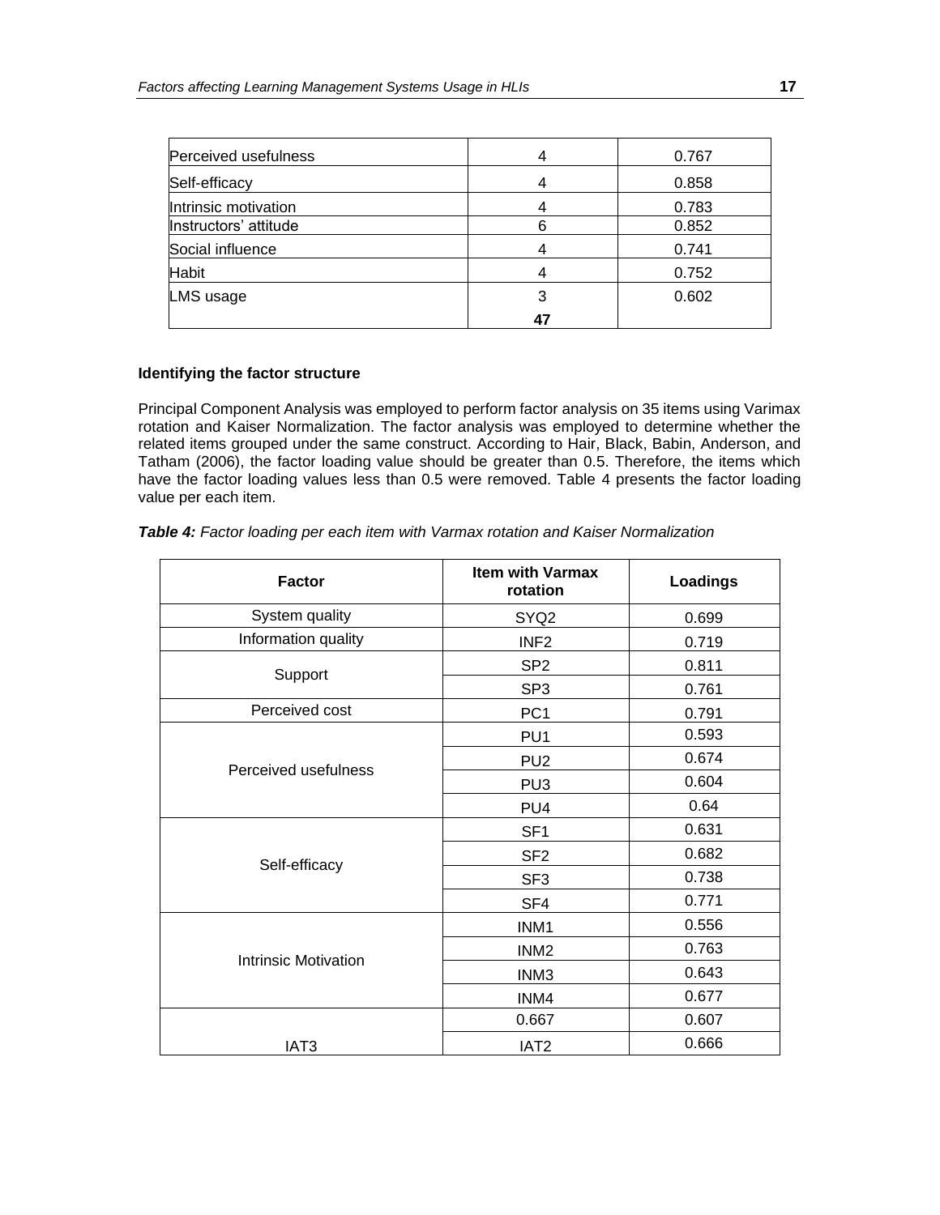| | | |
|---|---|---|
| Perceived usefulness | 4 | 0.767 |
| Self-efficacy | 4 | 0.858 |
| Intrinsic motivation | 4 | 0.783 |
| Instructors' attitude | 6 | 0.852 |
| Social influence | 4 | 0.741 |
| Habit | 4 | 0.752 |
| LMS usage | 3<br>**47** | 0.602 |

**Identifying the factor structure**

Principal Component Analysis was employed to perform factor analysis on 35 items using Varimax rotation and Kaiser Normalization. The factor analysis was employed to determine whether the related items grouped under the same construct. According to Hair, Black, Babin, Anderson, and Tatham (2006), the factor loading value should be greater than 0.5. Therefore, the items which have the factor loading values less than 0.5 were removed. Table 4 presents the factor loading value per each item.

***Table 4:*** *Factor loading per each item with Varmax rotation and Kaiser Normalization*

| Factor | Item with Varmax rotation | Loadings |
|---|---|---|
| System quality | SYQ2 | 0.699 |
| Information quality | INF2 | 0.719 |
| Support | SP2 | 0.811 |
| | SP3 | 0.761 |
| Perceived cost | PC1 | 0.791 |
| Perceived usefulness | PU1 | 0.593 |
| | PU2 | 0.674 |
| | PU3 | 0.604 |
| | PU4 | 0.64 |
| Self-efficacy | SF1 | 0.631 |
| | SF2 | 0.682 |
| | SF3 | 0.738 |
| | SF4 | 0.771 |
| Intrinsic Motivation | INM1 | 0.556 |
| | INM2 | 0.763 |
| | INM3 | 0.643 |
| | INM4 | 0.677 |
| | 0.667 | 0.607 |
| IAT3 | IAT2 | 0.666 |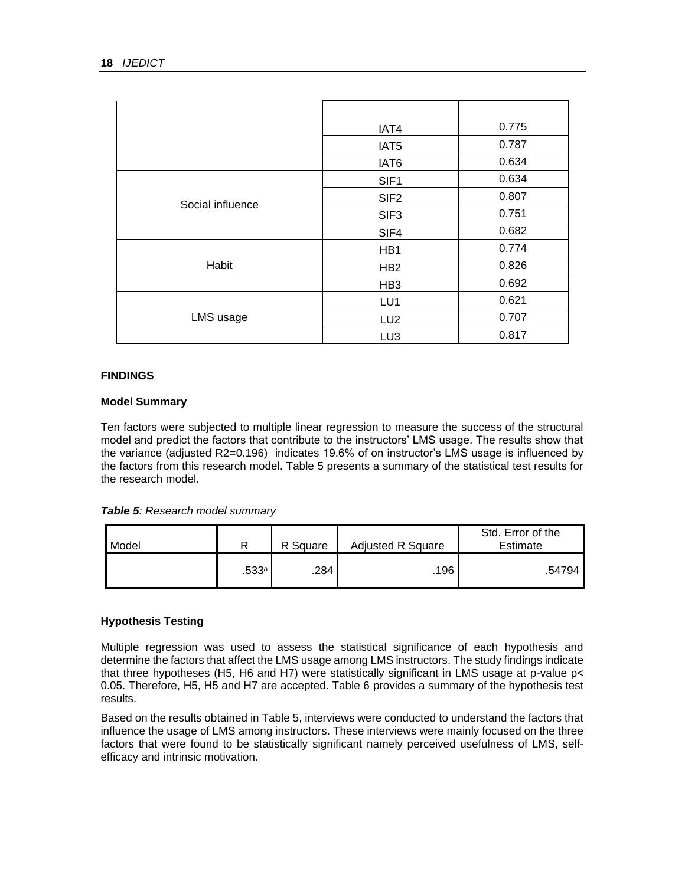| | | |
|---|---|---|
| | IAT4 | 0.775 |
| | IAT5 | 0.787 |
| | IAT6 | 0.634 |
| Social influence | SIF1 | 0.634 |
| | SIF2 | 0.807 |
| | SIF3 | 0.751 |
| | SIF4 | 0.682 |
| Habit | HB1 | 0.774 |
| | HB2 | 0.826 |
| | HB3 | 0.692 |
| LMS usage | LU1 | 0.621 |
| | LU2 | 0.707 |
| | LU3 | 0.817 |

## FINDINGS

### Model Summary

Ten factors were subjected to multiple linear regression to measure the success of the structural model and predict the factors that contribute to the instructors' LMS usage. The results show that the variance (adjusted R2=0.196) indicates 19.6% of on instructor's LMS usage is influenced by the factors from this research model. Table 5 presents a summary of the statistical test results for the research model.

***Table 5**: Research model summary*

| Model | R | R Square | Adjusted R Square | Std. Error of the Estimate |
|---|---|---|---|---|
| | .533[a] | .284 | .196 | .54794 |

### Hypothesis Testing

Multiple regression was used to assess the statistical significance of each hypothesis and determine the factors that affect the LMS usage among LMS instructors. The study findings indicate that three hypotheses (H5, H6 and H7) were statistically significant in LMS usage at p-value $p< 0.05$. Therefore, H5, H5 and H7 are accepted. Table 6 provides a summary of the hypothesis test results.

Based on the results obtained in Table 5, interviews were conducted to understand the factors that influence the usage of LMS among instructors. These interviews were mainly focused on the three factors that were found to be statistically significant namely perceived usefulness of LMS, self-efficacy and intrinsic motivation.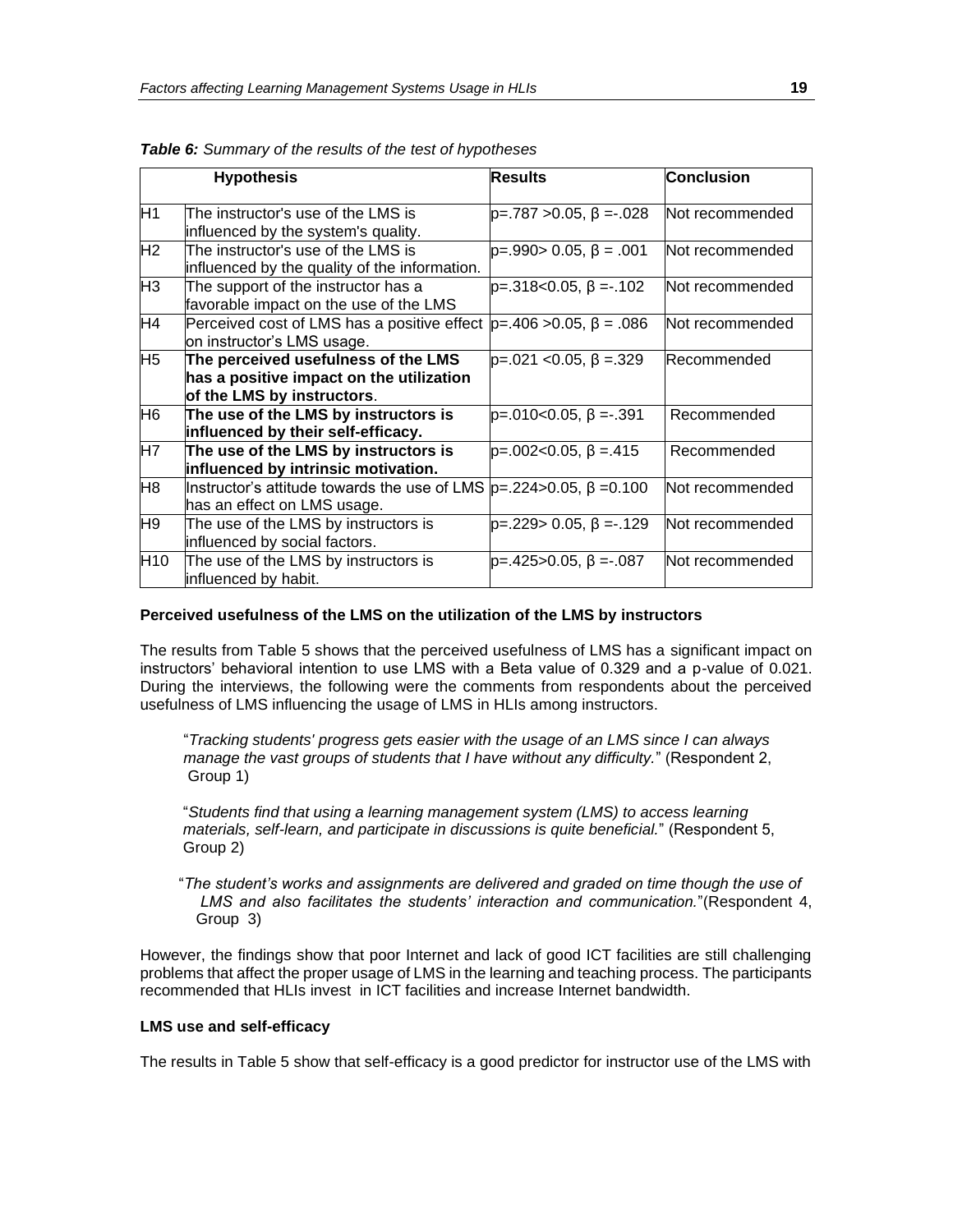***Table 6:*** *Summary of the results of the test of hypotheses*

| Hypothesis | | Results | Conclusion |
|---|---|---|---|
| H1 | The instructor's use of the LMS is influenced by the system's quality. | $p=.787 > 0.05$, $\beta = -.028$ | Not recommended |
| H2 | The instructor's use of the LMS is influenced by the quality of the information. | $p=.990 > 0.05$, $\beta = .001$ | Not recommended |
| H3 | The support of the instructor has a favorable impact on the use of the LMS | $p=.318 < 0.05$, $\beta = -.102$ | Not recommended |
| H4 | Perceived cost of LMS has a positive effect on instructor's LMS usage. | $p=.406 > 0.05$, $\beta = .086$ | Not recommended |
| H5 | **The perceived usefulness of the LMS has a positive impact on the utilization of the LMS by instructors**. | $p=.021 < 0.05$, $\beta = .329$ | Recommended |
| H6 | **The use of the LMS by instructors is influenced by their self-efficacy.** | $p=.010 < 0.05$, $\beta = -.391$ | Recommended |
| H7 | **The use of the LMS by instructors is influenced by intrinsic motivation.** | $p=.002 < 0.05$, $\beta = .415$ | Recommended |
| H8 | Instructor's attitude towards the use of LMS has an effect on LMS usage. | $p=.224 > 0.05$, $\beta = 0.100$ | Not recommended |
| H9 | The use of the LMS by instructors is influenced by social factors. | $p=.229 > 0.05$, $\beta = -.129$ | Not recommended |
| H10 | The use of the LMS by instructors is influenced by habit. | $p=.425 > 0.05$, $\beta = -.087$ | Not recommended |

**Perceived usefulness of the LMS on the utilization of the LMS by instructors**

The results from Table 5 shows that the perceived usefulness of LMS has a significant impact on instructors' behavioral intention to use LMS with a Beta value of 0.329 and a p-value of 0.021. During the interviews, the following were the comments from respondents about the perceived usefulness of LMS influencing the usage of LMS in HLIs among instructors.

> "*Tracking students' progress gets easier with the usage of an LMS since I can always manage the vast groups of students that I have without any difficulty.*" (Respondent 2, Group 1)

> "*Students find that using a learning management system (LMS) to access learning materials, self-learn, and participate in discussions is quite beneficial.*" (Respondent 5, Group 2)

> "*The student's works and assignments are delivered and graded on time though the use of LMS and also facilitates the students' interaction and communication.*"(Respondent 4, Group 3)

However, the findings show that poor Internet and lack of good ICT facilities are still challenging problems that affect the proper usage of LMS in the learning and teaching process. The participants recommended that HLIs invest in ICT facilities and increase Internet bandwidth.

**LMS use and self-efficacy**

The results in Table 5 show that self-efficacy is a good predictor for instructor use of the LMS with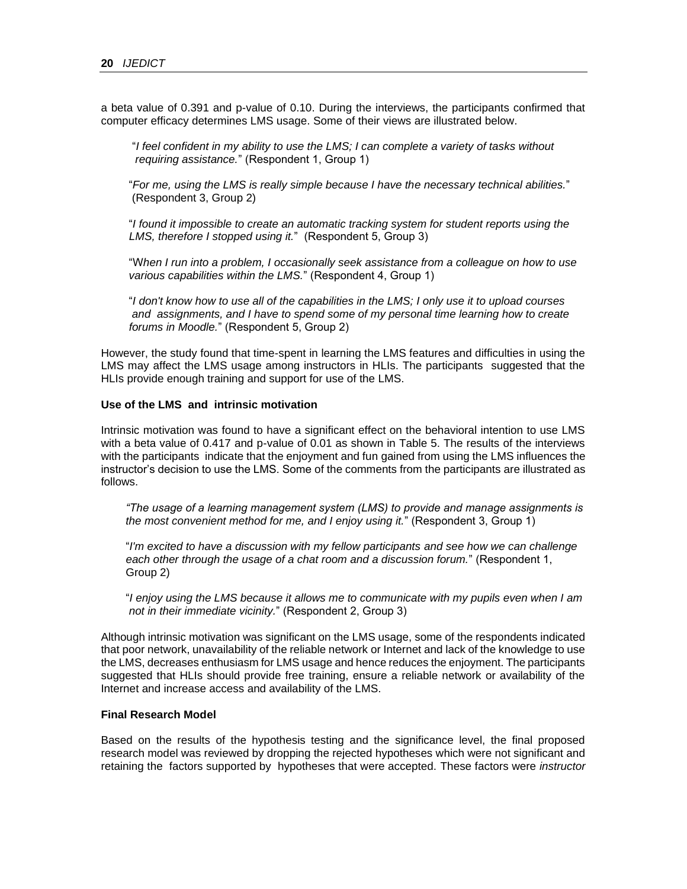a beta value of 0.391 and p-value of 0.10. During the interviews, the participants confirmed that computer efficacy determines LMS usage. Some of their views are illustrated below.

> "*I feel confident in my ability to use the LMS; I can complete a variety of tasks without requiring assistance.*" (Respondent 1, Group 1)

> "*For me, using the LMS is really simple because I have the necessary technical abilities.*" (Respondent 3, Group 2)

> "*I found it impossible to create an automatic tracking system for student reports using the LMS, therefore I stopped using it.*" (Respondent 5, Group 3)

> "*When I run into a problem, I occasionally seek assistance from a colleague on how to use various capabilities within the LMS.*" (Respondent 4, Group 1)

> "*I don't know how to use all of the capabilities in the LMS; I only use it to upload courses and assignments, and I have to spend some of my personal time learning how to create forums in Moodle.*" (Respondent 5, Group 2)

However, the study found that time-spent in learning the LMS features and difficulties in using the LMS may affect the LMS usage among instructors in HLIs. The participants suggested that the HLIs provide enough training and support for use of the LMS.

**Use of the LMS and intrinsic motivation**

Intrinsic motivation was found to have a significant effect on the behavioral intention to use LMS with a beta value of 0.417 and p-value of 0.01 as shown in Table 5. The results of the interviews with the participants indicate that the enjoyment and fun gained from using the LMS influences the instructor's decision to use the LMS. Some of the comments from the participants are illustrated as follows.

> *"The usage of a learning management system (LMS) to provide and manage assignments is the most convenient method for me, and I enjoy using it.*" (Respondent 3, Group 1)

> "*I'm excited to have a discussion with my fellow participants and see how we can challenge each other through the usage of a chat room and a discussion forum.*" (Respondent 1, Group 2)

> "*I enjoy using the LMS because it allows me to communicate with my pupils even when I am not in their immediate vicinity.*" (Respondent 2, Group 3)

Although intrinsic motivation was significant on the LMS usage, some of the respondents indicated that poor network, unavailability of the reliable network or Internet and lack of the knowledge to use the LMS, decreases enthusiasm for LMS usage and hence reduces the enjoyment. The participants suggested that HLIs should provide free training, ensure a reliable network or availability of the Internet and increase access and availability of the LMS.

**Final Research Model**

Based on the results of the hypothesis testing and the significance level, the final proposed research model was reviewed by dropping the rejected hypotheses which were not significant and retaining the factors supported by hypotheses that were accepted. These factors were *instructor*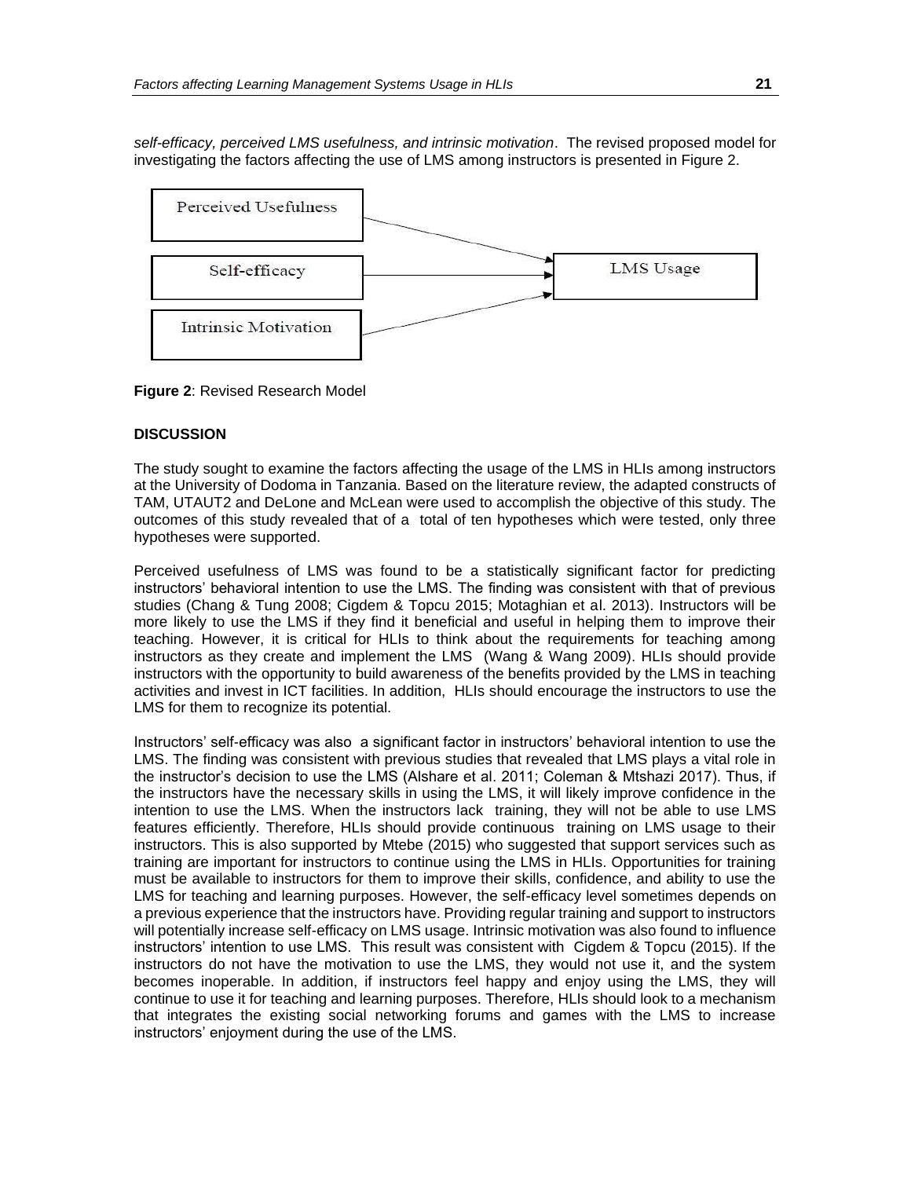*self-efficacy, perceived LMS usefulness, and intrinsic motivation*. The revised proposed model for investigating the factors affecting the use of LMS among instructors is presented in Figure 2.

**Figure 2**: Revised Research Model

## DISCUSSION

The study sought to examine the factors affecting the usage of the LMS in HLIs among instructors at the University of Dodoma in Tanzania. Based on the literature review, the adapted constructs of TAM, UTAUT2 and DeLone and McLean were used to accomplish the objective of this study. The outcomes of this study revealed that of a total of ten hypotheses which were tested, only three hypotheses were supported.

Perceived usefulness of LMS was found to be a statistically significant factor for predicting instructors' behavioral intention to use the LMS. The finding was consistent with that of previous studies (Chang & Tung 2008; Cigdem & Topcu 2015; Motaghian et al. 2013). Instructors will be more likely to use the LMS if they find it beneficial and useful in helping them to improve their teaching. However, it is critical for HLIs to think about the requirements for teaching among instructors as they create and implement the LMS (Wang & Wang 2009). HLIs should provide instructors with the opportunity to build awareness of the benefits provided by the LMS in teaching activities and invest in ICT facilities. In addition, HLIs should encourage the instructors to use the LMS for them to recognize its potential.

Instructors' self-efficacy was also a significant factor in instructors' behavioral intention to use the LMS. The finding was consistent with previous studies that revealed that LMS plays a vital role in the instructor's decision to use the LMS (Alshare et al. 2011; Coleman & Mtshazi 2017). Thus, if the instructors have the necessary skills in using the LMS, it will likely improve confidence in the intention to use the LMS. When the instructors lack training, they will not be able to use LMS features efficiently. Therefore, HLIs should provide continuous training on LMS usage to their instructors. This is also supported by Mtebe (2015) who suggested that support services such as training are important for instructors to continue using the LMS in HLIs. Opportunities for training must be available to instructors for them to improve their skills, confidence, and ability to use the LMS for teaching and learning purposes. However, the self-efficacy level sometimes depends on a previous experience that the instructors have. Providing regular training and support to instructors will potentially increase self-efficacy on LMS usage. Intrinsic motivation was also found to influence instructors' intention to use LMS. This result was consistent with Cigdem & Topcu (2015). If the instructors do not have the motivation to use the LMS, they would not use it, and the system becomes inoperable. In addition, if instructors feel happy and enjoy using the LMS, they will continue to use it for teaching and learning purposes. Therefore, HLIs should look to a mechanism that integrates the existing social networking forums and games with the LMS to increase instructors' enjoyment during the use of the LMS.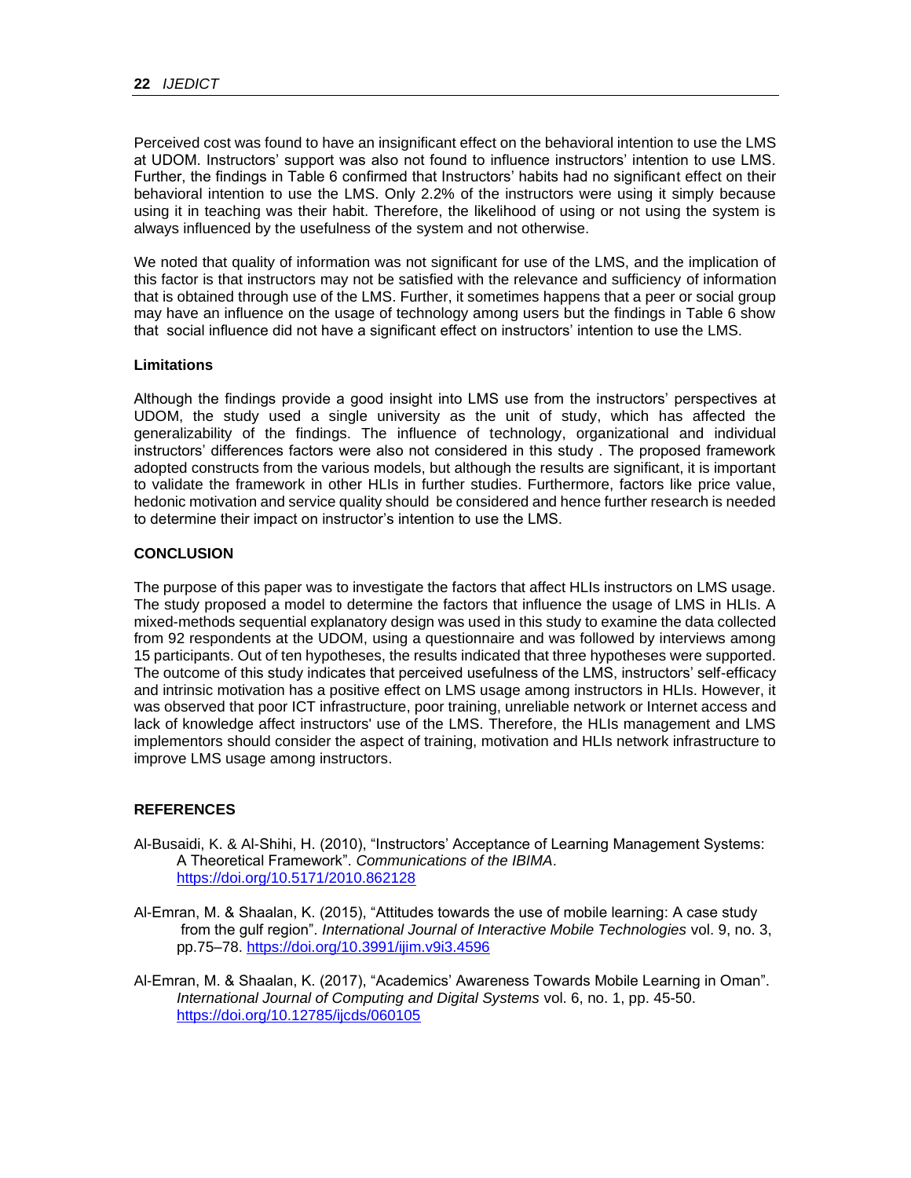Perceived cost was found to have an insignificant effect on the behavioral intention to use the LMS at UDOM. Instructors' support was also not found to influence instructors' intention to use LMS. Further, the findings in Table 6 confirmed that Instructors' habits had no significant effect on their behavioral intention to use the LMS. Only 2.2% of the instructors were using it simply because using it in teaching was their habit. Therefore, the likelihood of using or not using the system is always influenced by the usefulness of the system and not otherwise.

We noted that quality of information was not significant for use of the LMS, and the implication of this factor is that instructors may not be satisfied with the relevance and sufficiency of information that is obtained through use of the LMS. Further, it sometimes happens that a peer or social group may have an influence on the usage of technology among users but the findings in Table 6 show that social influence did not have a significant effect on instructors' intention to use the LMS.

### Limitations

Although the findings provide a good insight into LMS use from the instructors' perspectives at UDOM, the study used a single university as the unit of study, which has affected the generalizability of the findings. The influence of technology, organizational and individual instructors' differences factors were also not considered in this study . The proposed framework adopted constructs from the various models, but although the results are significant, it is important to validate the framework in other HLIs in further studies. Furthermore, factors like price value, hedonic motivation and service quality should be considered and hence further research is needed to determine their impact on instructor's intention to use the LMS.

## CONCLUSION

The purpose of this paper was to investigate the factors that affect HLIs instructors on LMS usage. The study proposed a model to determine the factors that influence the usage of LMS in HLIs. A mixed-methods sequential explanatory design was used in this study to examine the data collected from 92 respondents at the UDOM, using a questionnaire and was followed by interviews among 15 participants. Out of ten hypotheses, the results indicated that three hypotheses were supported. The outcome of this study indicates that perceived usefulness of the LMS, instructors' self-efficacy and intrinsic motivation has a positive effect on LMS usage among instructors in HLIs. However, it was observed that poor ICT infrastructure, poor training, unreliable network or Internet access and lack of knowledge affect instructors' use of the LMS. Therefore, the HLIs management and LMS implementors should consider the aspect of training, motivation and HLIs network infrastructure to improve LMS usage among instructors.

## REFERENCES

Al-Busaidi, K. & Al-Shihi, H. (2010), "Instructors' Acceptance of Learning Management Systems: A Theoretical Framework". *Communications of the IBIMA*. https://doi.org/10.5171/2010.862128

Al-Emran, M. & Shaalan, K. (2015), "Attitudes towards the use of mobile learning: A case study from the gulf region". *International Journal of Interactive Mobile Technologies* vol. 9, no. 3, pp.75–78. https://doi.org/10.3991/ijim.v9i3.4596

Al-Emran, M. & Shaalan, K. (2017), "Academics' Awareness Towards Mobile Learning in Oman". *International Journal of Computing and Digital Systems* vol. 6, no. 1, pp. 45-50. https://doi.org/10.12785/ijcds/060105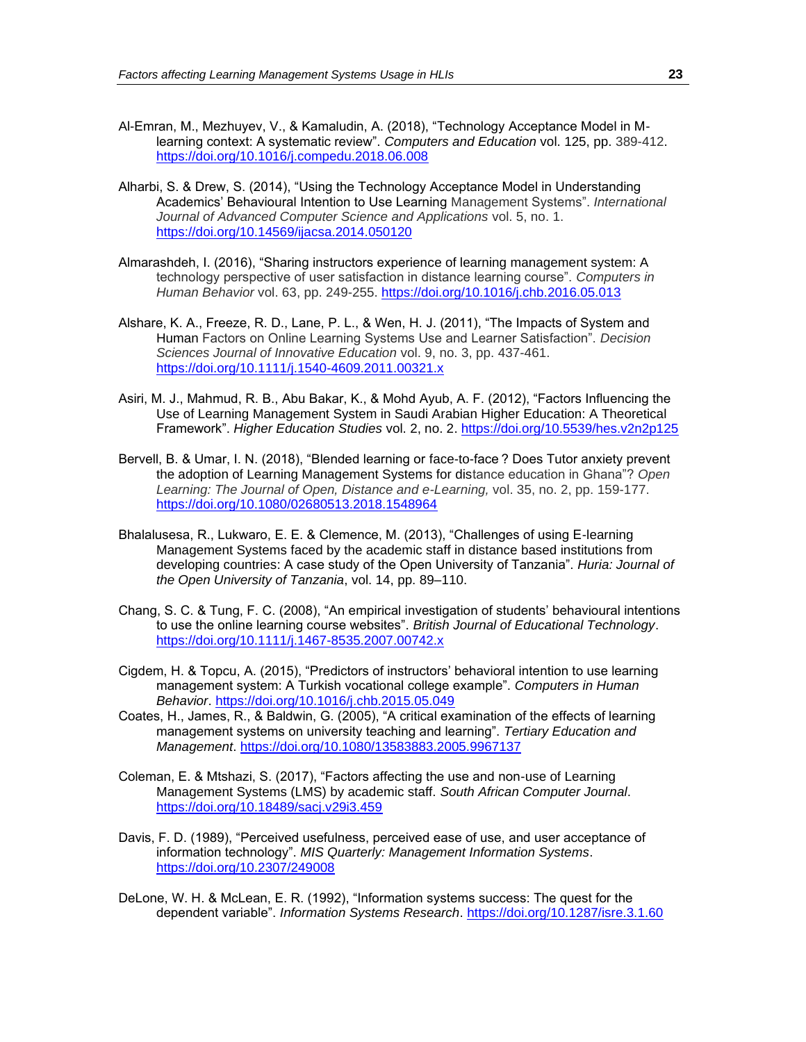Al-Emran, M., Mezhuyev, V., & Kamaludin, A. (2018), "Technology Acceptance Model in M-learning context: A systematic review". *Computers and Education* vol. 125, pp. 389-412. https://doi.org/10.1016/j.compedu.2018.06.008

Alharbi, S. & Drew, S. (2014), "Using the Technology Acceptance Model in Understanding Academics' Behavioural Intention to Use Learning Management Systems". *International Journal of Advanced Computer Science and Applications* vol. 5, no. 1. https://doi.org/10.14569/ijacsa.2014.050120

Almarashdeh, I. (2016), "Sharing instructors experience of learning management system: A technology perspective of user satisfaction in distance learning course". *Computers in Human Behavior* vol. 63, pp. 249-255. https://doi.org/10.1016/j.chb.2016.05.013

Alshare, K. A., Freeze, R. D., Lane, P. L., & Wen, H. J. (2011), "The Impacts of System and Human Factors on Online Learning Systems Use and Learner Satisfaction". *Decision Sciences Journal of Innovative Education* vol. 9, no. 3, pp. 437-461. https://doi.org/10.1111/j.1540-4609.2011.00321.x

Asiri, M. J., Mahmud, R. B., Abu Bakar, K., & Mohd Ayub, A. F. (2012), "Factors Influencing the Use of Learning Management System in Saudi Arabian Higher Education: A Theoretical Framework". *Higher Education Studies* vol. 2, no. 2. https://doi.org/10.5539/hes.v2n2p125

Bervell, B. & Umar, I. N. (2018), "Blended learning or face-to-face ? Does Tutor anxiety prevent the adoption of Learning Management Systems for distance education in Ghana"? *Open Learning: The Journal of Open, Distance and e-Learning,* vol. 35, no. 2, pp. 159-177. https://doi.org/10.1080/02680513.2018.1548964

Bhalalusesa, R., Lukwaro, E. E. & Clemence, M. (2013), "Challenges of using E-learning Management Systems faced by the academic staff in distance based institutions from developing countries: A case study of the Open University of Tanzania". *Huria: Journal of the Open University of Tanzania*, vol. 14, pp. 89–110.

Chang, S. C. & Tung, F. C. (2008), "An empirical investigation of students' behavioural intentions to use the online learning course websites". *British Journal of Educational Technology*. https://doi.org/10.1111/j.1467-8535.2007.00742.x

Cigdem, H. & Topcu, A. (2015), "Predictors of instructors' behavioral intention to use learning management system: A Turkish vocational college example". *Computers in Human Behavior*. https://doi.org/10.1016/j.chb.2015.05.049

Coates, H., James, R., & Baldwin, G. (2005), "A critical examination of the effects of learning management systems on university teaching and learning". *Tertiary Education and Management*. https://doi.org/10.1080/13583883.2005.9967137

Coleman, E. & Mtshazi, S. (2017), "Factors affecting the use and non-use of Learning Management Systems (LMS) by academic staff. *South African Computer Journal*. https://doi.org/10.18489/sacj.v29i3.459

Davis, F. D. (1989), "Perceived usefulness, perceived ease of use, and user acceptance of information technology". *MIS Quarterly: Management Information Systems*. https://doi.org/10.2307/249008

DeLone, W. H. & McLean, E. R. (1992), "Information systems success: The quest for the dependent variable". *Information Systems Research*. https://doi.org/10.1287/isre.3.1.60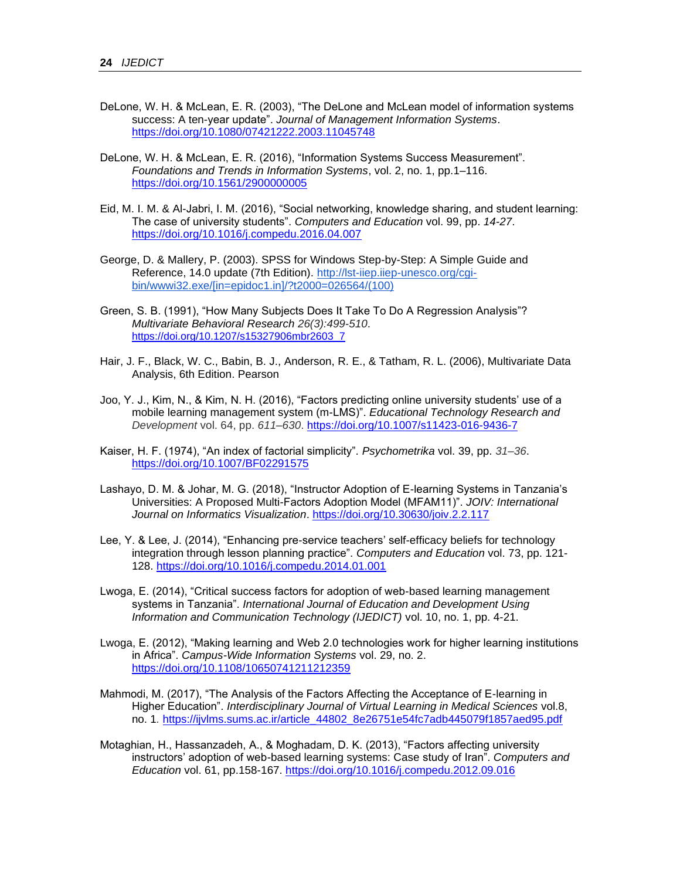DeLone, W. H. & McLean, E. R. (2003), "The DeLone and McLean model of information systems success: A ten-year update". *Journal of Management Information Systems*. https://doi.org/10.1080/07421222.2003.11045748

DeLone, W. H. & McLean, E. R. (2016), "Information Systems Success Measurement". *Foundations and Trends in Information Systems*, vol. 2, no. 1, pp.1–116. https://doi.org/10.1561/2900000005

Eid, M. I. M. & Al-Jabri, I. M. (2016), "Social networking, knowledge sharing, and student learning: The case of university students". *Computers and Education* vol. 99, pp. *14-27*. https://doi.org/10.1016/j.compedu.2016.04.007

George, D. & Mallery, P. (2003). SPSS for Windows Step-by-Step: A Simple Guide and Reference, 14.0 update (7th Edition). http://lst-iiep.iiep-unesco.org/cgi-bin/wwwi32.exe/[in=epidoc1.in]/?t2000=026564/(100)

Green, S. B. (1991), "How Many Subjects Does It Take To Do A Regression Analysis"? *Multivariate Behavioral Research 26(3):499-510*. https://doi.org/10.1207/s15327906mbr2603_7

Hair, J. F., Black, W. C., Babin, B. J., Anderson, R. E., & Tatham, R. L. (2006), Multivariate Data Analysis, 6th Edition. Pearson

Joo, Y. J., Kim, N., & Kim, N. H. (2016), "Factors predicting online university students' use of a mobile learning management system (m-LMS)". *Educational Technology Research and Development* vol. 64, pp. *611–630*. https://doi.org/10.1007/s11423-016-9436-7

Kaiser, H. F. (1974), "An index of factorial simplicity". *Psychometrika* vol. 39, pp. *31–36*. https://doi.org/10.1007/BF02291575

Lashayo, D. M. & Johar, M. G. (2018), "Instructor Adoption of E-learning Systems in Tanzania's Universities: A Proposed Multi-Factors Adoption Model (MFAM11)". *JOIV: International Journal on Informatics Visualization*. https://doi.org/10.30630/joiv.2.2.117

Lee, Y. & Lee, J. (2014), "Enhancing pre-service teachers' self-efficacy beliefs for technology integration through lesson planning practice". *Computers and Education* vol. 73, pp. 121-128. https://doi.org/10.1016/j.compedu.2014.01.001

Lwoga, E. (2014), "Critical success factors for adoption of web-based learning management systems in Tanzania". *International Journal of Education and Development Using Information and Communication Technology (IJEDICT)* vol. 10, no. 1, pp. 4-21.

Lwoga, E. (2012), "Making learning and Web 2.0 technologies work for higher learning institutions in Africa". *Campus-Wide Information Systems* vol. 29, no. 2. https://doi.org/10.1108/10650741211212359

Mahmodi, M. (2017), "The Analysis of the Factors Affecting the Acceptance of E-learning in Higher Education". *Interdisciplinary Journal of Virtual Learning in Medical Sciences* vol.8, no. 1. https://ijvlms.sums.ac.ir/article_44802_8e26751e54fc7adb445079f1857aed95.pdf

Motaghian, H., Hassanzadeh, A., & Moghadam, D. K. (2013), "Factors affecting university instructors' adoption of web-based learning systems: Case study of Iran". *Computers and Education* vol. 61, pp.158-167. https://doi.org/10.1016/j.compedu.2012.09.016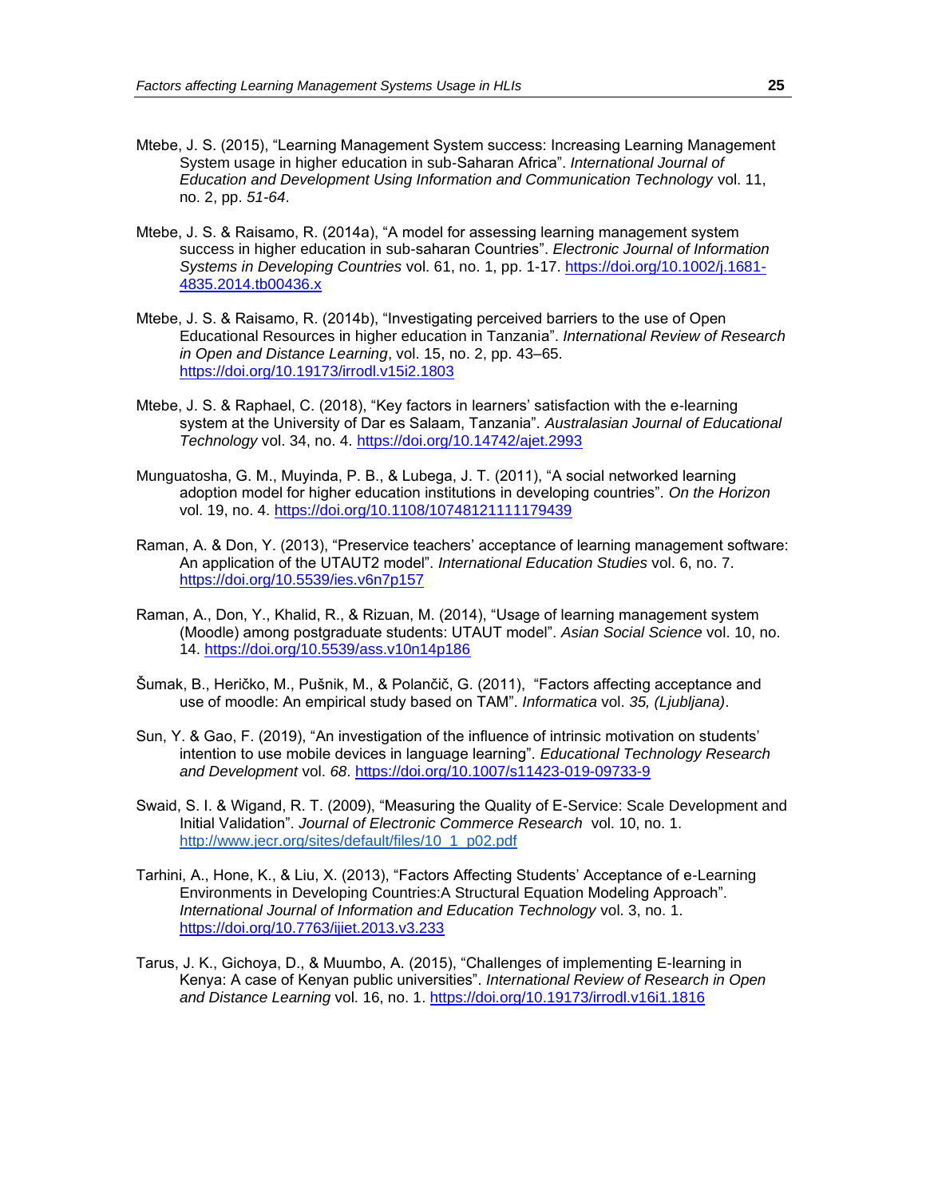Mtebe, J. S. (2015), "Learning Management System success: Increasing Learning Management System usage in higher education in sub-Saharan Africa". *International Journal of Education and Development Using Information and Communication Technology* vol. 11, no. 2, pp. *51-64*.

Mtebe, J. S. & Raisamo, R. (2014a), "A model for assessing learning management system success in higher education in sub-saharan Countries". *Electronic Journal of Information Systems in Developing Countries* vol. 61, no. 1, pp. 1-17. https://doi.org/10.1002/j.1681-4835.2014.tb00436.x

Mtebe, J. S. & Raisamo, R. (2014b), "Investigating perceived barriers to the use of Open Educational Resources in higher education in Tanzania". *International Review of Research in Open and Distance Learning*, vol. 15, no. 2, pp. 43–65. https://doi.org/10.19173/irrodl.v15i2.1803

Mtebe, J. S. & Raphael, C. (2018), "Key factors in learners' satisfaction with the e-learning system at the University of Dar es Salaam, Tanzania". *Australasian Journal of Educational Technology* vol. 34, no. 4. https://doi.org/10.14742/ajet.2993

Munguatosha, G. M., Muyinda, P. B., & Lubega, J. T. (2011), "A social networked learning adoption model for higher education institutions in developing countries". *On the Horizon* vol. 19, no. 4. https://doi.org/10.1108/10748121111179439

Raman, A. & Don, Y. (2013), "Preservice teachers' acceptance of learning management software: An application of the UTAUT2 model". *International Education Studies* vol. 6, no. 7. https://doi.org/10.5539/ies.v6n7p157

Raman, A., Don, Y., Khalid, R., & Rizuan, M. (2014), "Usage of learning management system (Moodle) among postgraduate students: UTAUT model". *Asian Social Science* vol. 10, no. 14. https://doi.org/10.5539/ass.v10n14p186

Šumak, B., Heričko, M., Pušnik, M., & Polančič, G. (2011), "Factors affecting acceptance and use of moodle: An empirical study based on TAM". *Informatica* vol. *35, (Ljubljana)*.

Sun, Y. & Gao, F. (2019), "An investigation of the influence of intrinsic motivation on students' intention to use mobile devices in language learning". *Educational Technology Research and Development* vol. *68*. https://doi.org/10.1007/s11423-019-09733-9

Swaid, S. I. & Wigand, R. T. (2009), "Measuring the Quality of E-Service: Scale Development and Initial Validation". *Journal of Electronic Commerce Research* vol. 10, no. 1. http://www.jecr.org/sites/default/files/10_1_p02.pdf

Tarhini, A., Hone, K., & Liu, X. (2013), "Factors Affecting Students' Acceptance of e-Learning Environments in Developing Countries:A Structural Equation Modeling Approach". *International Journal of Information and Education Technology* vol. 3, no. 1. https://doi.org/10.7763/ijiet.2013.v3.233

Tarus, J. K., Gichoya, D., & Muumbo, A. (2015), "Challenges of implementing E-learning in Kenya: A case of Kenyan public universities". *International Review of Research in Open and Distance Learning* vol. 16, no. 1. https://doi.org/10.19173/irrodl.v16i1.1816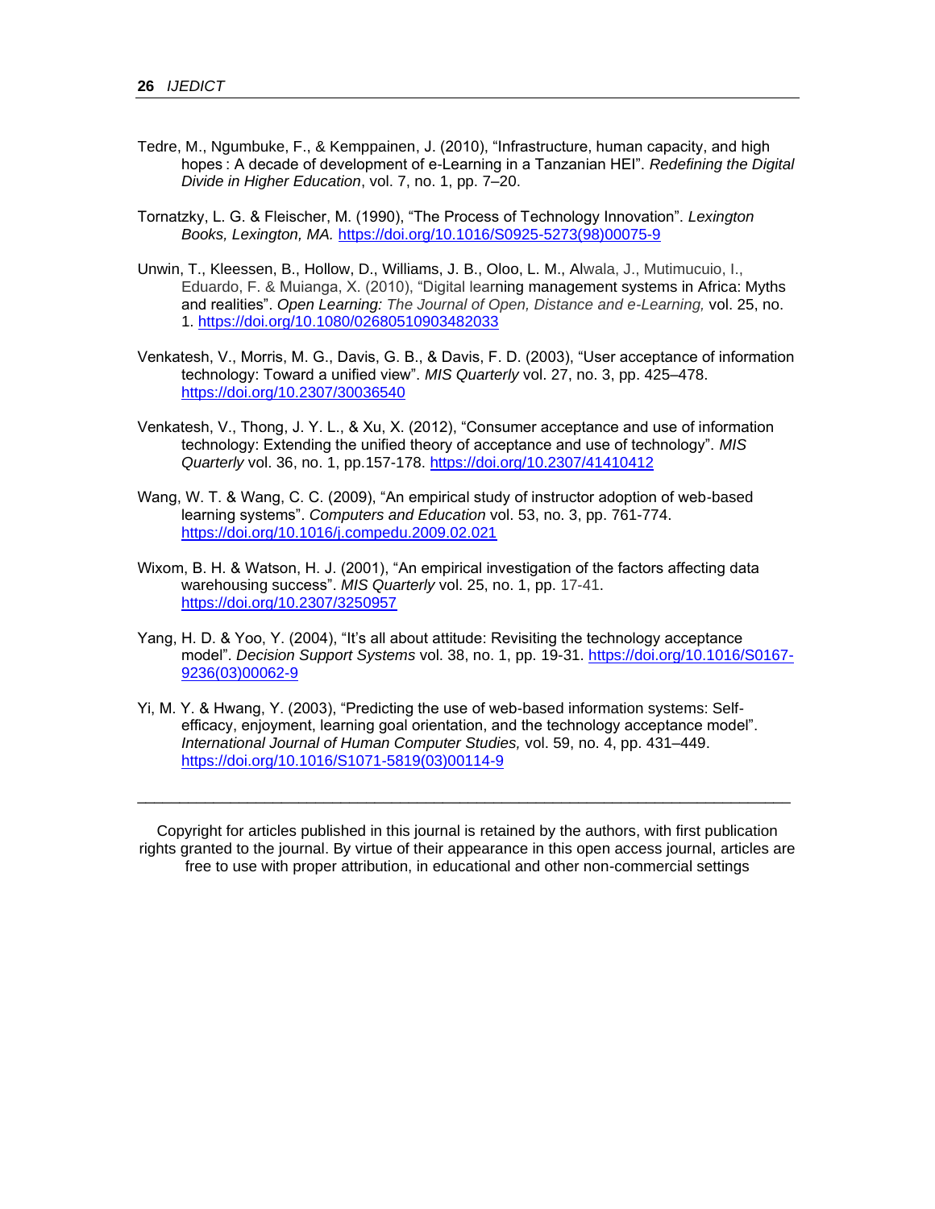Tedre, M., Ngumbuke, F., & Kemppainen, J. (2010), “Infrastructure, human capacity, and high hopes : A decade of development of e-Learning in a Tanzanian HEI”. *Redefining the Digital Divide in Higher Education*, vol. 7, no. 1, pp. 7–20.

Tornatzky, L. G. & Fleischer, M. (1990), “The Process of Technology Innovation”. *Lexington Books, Lexington, MA.* https://doi.org/10.1016/S0925-5273(98)00075-9

Unwin, T., Kleessen, B., Hollow, D., Williams, J. B., Oloo, L. M., Alwala, J., Mutimucuio, I., Eduardo, F. & Muianga, X. (2010), “Digital learning management systems in Africa: Myths and realities”. *Open Learning: The Journal of Open, Distance and e-Learning,* vol. 25, no. 1. https://doi.org/10.1080/02680510903482033

Venkatesh, V., Morris, M. G., Davis, G. B., & Davis, F. D. (2003), “User acceptance of information technology: Toward a unified view”. *MIS Quarterly* vol. 27, no. 3, pp. 425–478. https://doi.org/10.2307/30036540

Venkatesh, V., Thong, J. Y. L., & Xu, X. (2012), “Consumer acceptance and use of information technology: Extending the unified theory of acceptance and use of technology”. *MIS Quarterly* vol. 36, no. 1, pp.157-178. https://doi.org/10.2307/41410412

Wang, W. T. & Wang, C. C. (2009), “An empirical study of instructor adoption of web-based learning systems”. *Computers and Education* vol. 53, no. 3, pp. 761-774. https://doi.org/10.1016/j.compedu.2009.02.021

Wixom, B. H. & Watson, H. J. (2001), “An empirical investigation of the factors affecting data warehousing success”. *MIS Quarterly* vol. 25, no. 1, pp. 17-41. https://doi.org/10.2307/3250957

Yang, H. D. & Yoo, Y. (2004), “It’s all about attitude: Revisiting the technology acceptance model”. *Decision Support Systems* vol. 38, no. 1, pp. 19-31. https://doi.org/10.1016/S0167-9236(03)00062-9

Yi, M. Y. & Hwang, Y. (2003), “Predicting the use of web-based information systems: Self-efficacy, enjoyment, learning goal orientation, and the technology acceptance model”. *International Journal of Human Computer Studies,* vol. 59, no. 4, pp. 431–449. https://doi.org/10.1016/S1071-5819(03)00114-9

---

Copyright for articles published in this journal is retained by the authors, with first publication rights granted to the journal. By virtue of their appearance in this open access journal, articles are free to use with proper attribution, in educational and other non-commercial settings